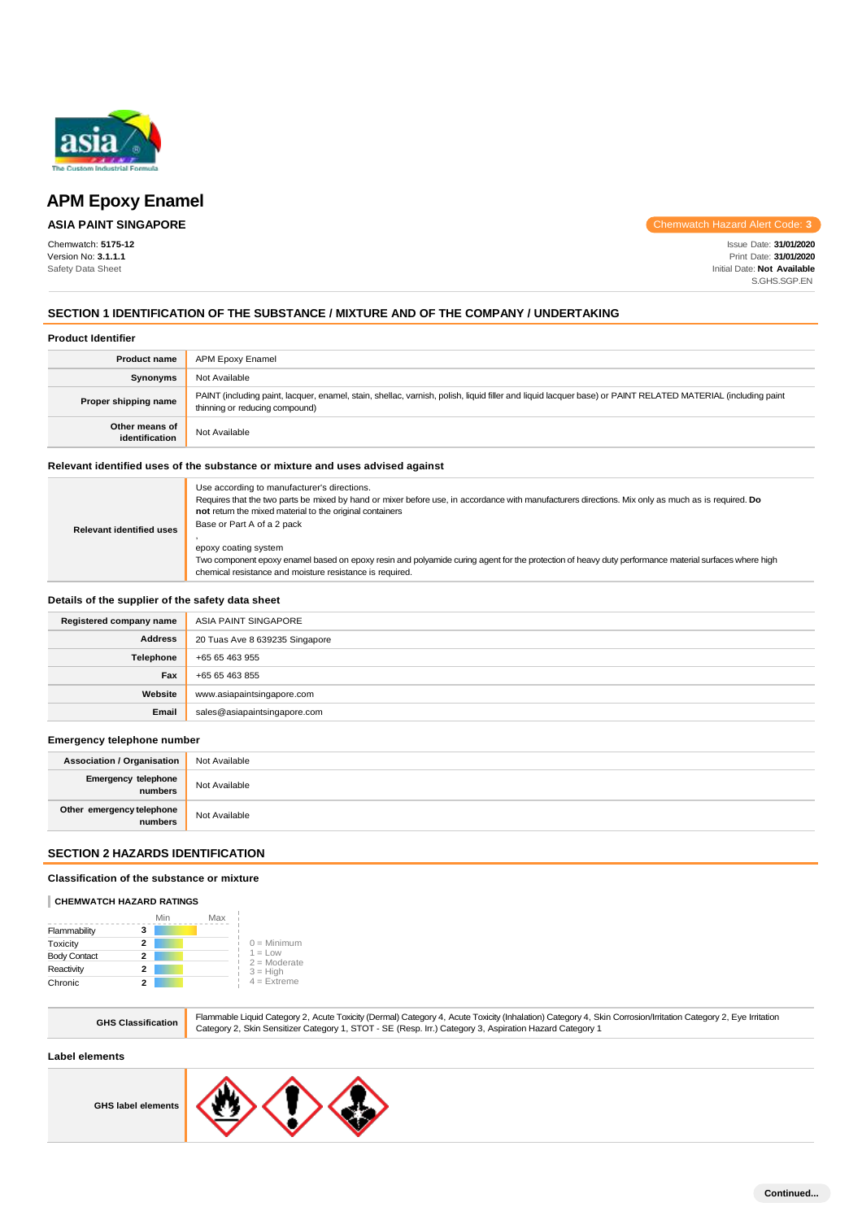# APM Epoxy Enamel

**ASIA PAINT SINGAPORE**

Chemwatch Hazard Alert Code: **3**

Chemwatch: **5175-12**
Version No: **3.1.1.1**
Safety Data Sheet

Issue Date: **31/01/2020**
Print Date: **31/01/2020**
Initial Date: **Not Available**
S.GHS.SGP.EN

## SECTION 1 IDENTIFICATION OF THE SUBSTANCE / MIXTURE AND OF THE COMPANY / UNDERTAKING

### Product Identifier

| | |
|---|---|
| **Product name** | APM Epoxy Enamel |
| **Synonyms** | Not Available |
| **Proper shipping name** | PAINT (including paint, lacquer, enamel, stain, shellac, varnish, polish, liquid filler and liquid lacquer base) or PAINT RELATED MATERIAL (including paint thinning or reducing compound) |
| **Other means of identification** | Not Available |

### Relevant identified uses of the substance or mixture and uses advised against

| | |
|---|---|
| **Relevant identified uses** | Use according to manufacturer's directions.<br>Requires that the two parts be mixed by hand or mixer before use, in accordance with manufacturers directions. Mix only as much as is required. **Do not** return the mixed material to the original containers<br>Base or Part A of a 2 pack<br>,<br>epoxy coating system<br>Two component epoxy enamel based on epoxy resin and polyamide curing agent for the protection of heavy duty performance material surfaces where high chemical resistance and moisture resistance is required. |

### Details of the supplier of the safety data sheet

| | |
|---|---|
| **Registered company name** | ASIA PAINT SINGAPORE |
| **Address** | 20 Tuas Ave 8 639235 Singapore |
| **Telephone** | +65 65 463 955 |
| **Fax** | +65 65 463 855 |
| **Website** | www.asiapaintsingapore.com |
| **Email** | sales@asiapaintsingapore.com |

### Emergency telephone number

| | |
|---|---|
| **Association / Organisation** | Not Available |
| **Emergency telephone numbers** | Not Available |
| **Other emergency telephone numbers** | Not Available |

## SECTION 2 HAZARDS IDENTIFICATION

### Classification of the substance or mixture

**CHEMWATCH HAZARD RATINGS**

| | Rating (Min – Max) |
|---|---|
| Flammability | 3 |
| Toxicity | 2 |
| Body Contact | 2 |
| Reactivity | 2 |
| Chronic | 2 |

0 = Minimum
1 = Low
2 = Moderate
3 = High
4 = Extreme

| | |
|---|---|
| **GHS Classification** | Flammable Liquid Category 2, Acute Toxicity (Dermal) Category 4, Acute Toxicity (Inhalation) Category 4, Skin Corrosion/Irritation Category 2, Eye Irritation Category 2, Skin Sensitizer Category 1, STOT - SE (Resp. Irr.) Category 3, Aspiration Hazard Category 1 |

### Label elements

| | |
|---|---|
| **GHS label elements** | |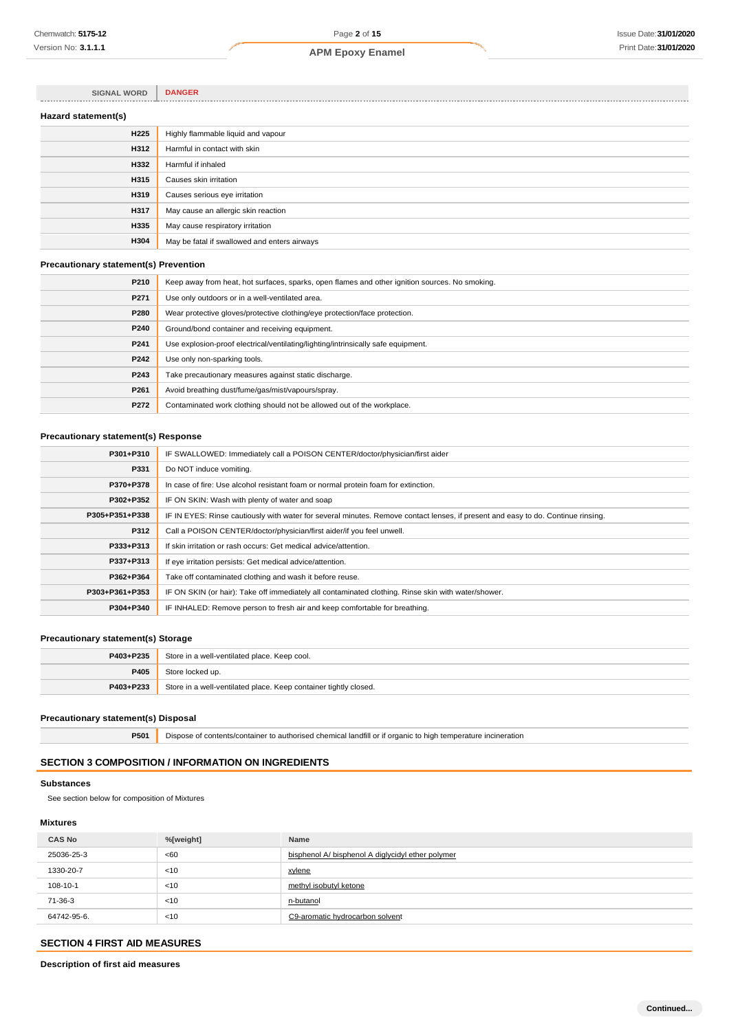| SIGNAL WORD | DANGER |
|---|---|

**Hazard statement(s)**

| | |
|---|---|
| H225 | Highly flammable liquid and vapour |
| H312 | Harmful in contact with skin |
| H332 | Harmful if inhaled |
| H315 | Causes skin irritation |
| H319 | Causes serious eye irritation |
| H317 | May cause an allergic skin reaction |
| H335 | May cause respiratory irritation |
| H304 | May be fatal if swallowed and enters airways |

**Precautionary statement(s) Prevention**

| | |
|---|---|
| P210 | Keep away from heat, hot surfaces, sparks, open flames and other ignition sources. No smoking. |
| P271 | Use only outdoors or in a well-ventilated area. |
| P280 | Wear protective gloves/protective clothing/eye protection/face protection. |
| P240 | Ground/bond container and receiving equipment. |
| P241 | Use explosion-proof electrical/ventilating/lighting/intrinsically safe equipment. |
| P242 | Use only non-sparking tools. |
| P243 | Take precautionary measures against static discharge. |
| P261 | Avoid breathing dust/fume/gas/mist/vapours/spray. |
| P272 | Contaminated work clothing should not be allowed out of the workplace. |

**Precautionary statement(s) Response**

| | |
|---|---|
| P301+P310 | IF SWALLOWED: Immediately call a POISON CENTER/doctor/physician/first aider |
| P331 | Do NOT induce vomiting. |
| P370+P378 | In case of fire: Use alcohol resistant foam or normal protein foam for extinction. |
| P302+P352 | IF ON SKIN: Wash with plenty of water and soap |
| P305+P351+P338 | IF IN EYES: Rinse cautiously with water for several minutes. Remove contact lenses, if present and easy to do. Continue rinsing. |
| P312 | Call a POISON CENTER/doctor/physician/first aider/if you feel unwell. |
| P333+P313 | If skin irritation or rash occurs: Get medical advice/attention. |
| P337+P313 | If eye irritation persists: Get medical advice/attention. |
| P362+P364 | Take off contaminated clothing and wash it before reuse. |
| P303+P361+P353 | IF ON SKIN (or hair): Take off immediately all contaminated clothing. Rinse skin with water/shower. |
| P304+P340 | IF INHALED: Remove person to fresh air and keep comfortable for breathing. |

**Precautionary statement(s) Storage**

| | |
|---|---|
| P403+P235 | Store in a well-ventilated place. Keep cool. |
| P405 | Store locked up. |
| P403+P233 | Store in a well-ventilated place. Keep container tightly closed. |

**Precautionary statement(s) Disposal**

| | |
|---|---|
| P501 | Dispose of contents/container to authorised chemical landfill or if organic to high temperature incineration |

## SECTION 3 COMPOSITION / INFORMATION ON INGREDIENTS

### Substances

See section below for composition of Mixtures

### Mixtures

| CAS No | %[weight] | Name |
|---|---|---|
| 25036-25-3 | <60 | bisphenol A/ bisphenol A diglycidyl ether polymer |
| 1330-20-7 | <10 | xylene |
| 108-10-1 | <10 | methyl isobutyl ketone |
| 71-36-3 | <10 | n-butanol |
| 64742-95-6. | <10 | C9-aromatic hydrocarbon solvent |

## SECTION 4 FIRST AID MEASURES

**Description of first aid measures**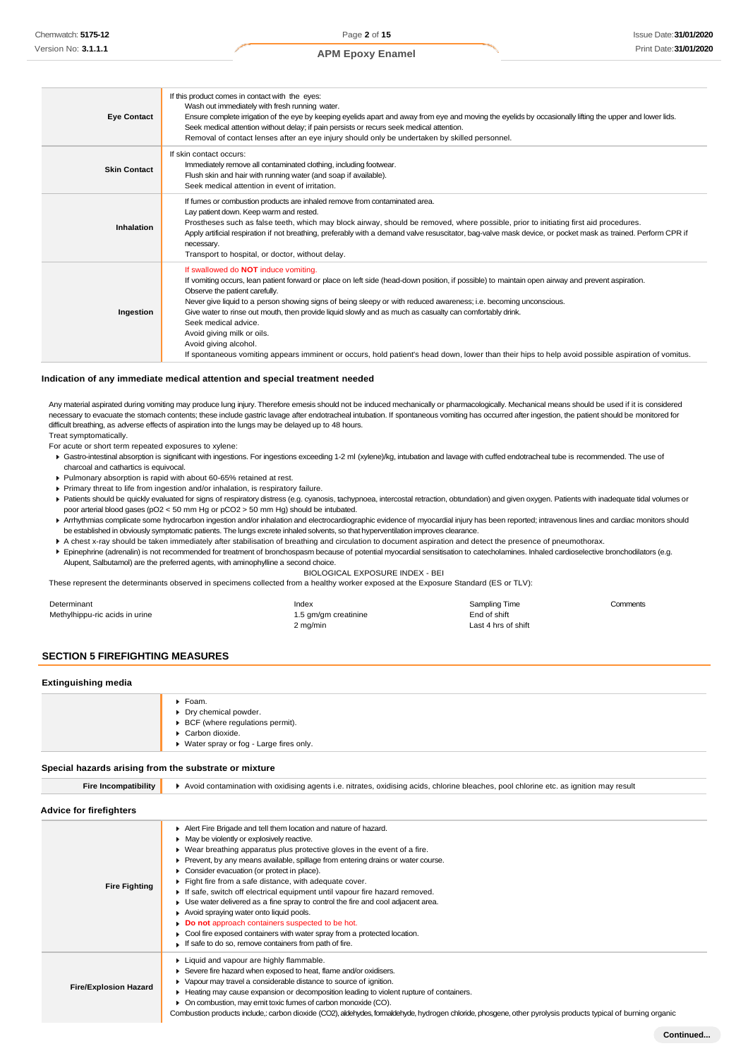| | |
|---|---|
| **Eye Contact** | If this product comes in contact with the eyes:<br>Wash out immediately with fresh running water.<br>Ensure complete irrigation of the eye by keeping eyelids apart and away from eye and moving the eyelids by occasionally lifting the upper and lower lids.<br>Seek medical attention without delay; if pain persists or recurs seek medical attention.<br>Removal of contact lenses after an eye injury should only be undertaken by skilled personnel. |
| **Skin Contact** | If skin contact occurs:<br>Immediately remove all contaminated clothing, including footwear.<br>Flush skin and hair with running water (and soap if available).<br>Seek medical attention in event of irritation. |
| **Inhalation** | If fumes or combustion products are inhaled remove from contaminated area.<br>Lay patient down. Keep warm and rested.<br>Prostheses such as false teeth, which may block airway, should be removed, where possible, prior to initiating first aid procedures.<br>Apply artificial respiration if not breathing, preferably with a demand valve resuscitator, bag-valve mask device, or pocket mask as trained. Perform CPR if necessary.<br>Transport to hospital, or doctor, without delay. |
| **Ingestion** | If swallowed do **NOT** induce vomiting.<br>If vomiting occurs, lean patient forward or place on left side (head-down position, if possible) to maintain open airway and prevent aspiration.<br>Observe the patient carefully.<br>Never give liquid to a person showing signs of being sleepy or with reduced awareness; i.e. becoming unconscious.<br>Give water to rinse out mouth, then provide liquid slowly and as much as casualty can comfortably drink.<br>Seek medical advice.<br>Avoid giving milk or oils.<br>Avoid giving alcohol.<br>If spontaneous vomiting appears imminent or occurs, hold patient's head down, lower than their hips to help avoid possible aspiration of vomitus. |

### Indication of any immediate medical attention and special treatment needed

Any material aspirated during vomiting may produce lung injury. Therefore emesis should not be induced mechanically or pharmacologically. Mechanical means should be used if it is considered necessary to evacuate the stomach contents; these include gastric lavage after endotracheal intubation. If spontaneous vomiting has occurred after ingestion, the patient should be monitored for difficult breathing, as adverse effects of aspiration into the lungs may be delayed up to 48 hours.

Treat symptomatically.

For acute or short term repeated exposures to xylene:

- Gastro-intestinal absorption is significant with ingestions. For ingestions exceeding 1-2 ml (xylene)/kg, intubation and lavage with cuffed endotracheal tube is recommended. The use of charcoal and cathartics is equivocal.
- Pulmonary absorption is rapid with about 60-65% retained at rest.
- Primary threat to life from ingestion and/or inhalation, is respiratory failure.
- Patients should be quickly evaluated for signs of respiratory distress (e.g. cyanosis, tachypnoea, intercostal retraction, obtundation) and given oxygen. Patients with inadequate tidal volumes or poor arterial blood gases ($pO_2$ < 50 mm Hg or $pCO_2$ > 50 mm Hg) should be intubated.
- Arrhythmias complicate some hydrocarbon ingestion and/or inhalation and electrocardiographic evidence of myocardial injury has been reported; intravenous lines and cardiac monitors should be established in obviously symptomatic patients. The lungs excrete inhaled solvents, so that hyperventilation improves clearance.
- A chest x-ray should be taken immediately after stabilisation of breathing and circulation to document aspiration and detect the presence of pneumothorax.
- Epinephrine (adrenalin) is not recommended for treatment of bronchospasm because of potential myocardial sensitisation to catecholamines. Inhaled cardioselective bronchodilators (e.g. Alupent, Salbutamol) are the preferred agents, with aminophylline a second choice.

BIOLOGICAL EXPOSURE INDEX - BEI

These represent the determinants observed in specimens collected from a healthy worker exposed at the Exposure Standard (ES or TLV):

| Determinant | Index | Sampling Time | Comments |
|---|---|---|---|
| Methylhippu-ric acids in urine | 1.5 gm/gm creatinine | End of shift | |
| | 2 mg/min | Last 4 hrs of shift | |

## SECTION 5 FIREFIGHTING MEASURES

### Extinguishing media

- Foam.
- Dry chemical powder.
- BCF (where regulations permit).
- Carbon dioxide.
- Water spray or fog - Large fires only.

### Special hazards arising from the substrate or mixture

| | |
|---|---|
| **Fire Incompatibility** | Avoid contamination with oxidising agents i.e. nitrates, oxidising acids, chlorine bleaches, pool chlorine etc. as ignition may result |

### Advice for firefighters

| | |
|---|---|
| **Fire Fighting** | - Alert Fire Brigade and tell them location and nature of hazard.<br>- May be violently or explosively reactive.<br>- Wear breathing apparatus plus protective gloves in the event of a fire.<br>- Prevent, by any means available, spillage from entering drains or water course.<br>- Consider evacuation (or protect in place).<br>- Fight fire from a safe distance, with adequate cover.<br>- If safe, switch off electrical equipment until vapour fire hazard removed.<br>- Use water delivered as a fine spray to control the fire and cool adjacent area.<br>- Avoid spraying water onto liquid pools.<br>- **Do not** approach containers suspected to be hot.<br>- Cool fire exposed containers with water spray from a protected location.<br>- If safe to do so, remove containers from path of fire. |
| **Fire/Explosion Hazard** | - Liquid and vapour are highly flammable.<br>- Severe fire hazard when exposed to heat, flame and/or oxidisers.<br>- Vapour may travel a considerable distance to source of ignition.<br>- Heating may cause expansion or decomposition leading to violent rupture of containers.<br>- On combustion, may emit toxic fumes of carbon monoxide (CO).<br>Combustion products include,: carbon dioxide ($CO_2$), aldehydes, formaldehyde, hydrogen chloride, phosgene, other pyrolysis products typical of burning organic |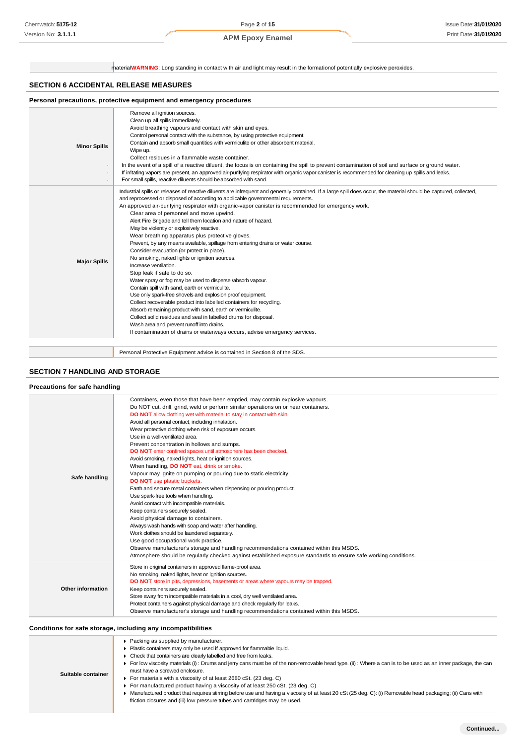| | |
|---|---|
| | material**WARNING**: Long standing in contact with air and light may result in the formationof potentially explosive peroxides. |

## SECTION 6 ACCIDENTAL RELEASE MEASURES

### Personal precautions, protective equipment and emergency procedures

| | |
|---|---|
| **Minor Spills** | Remove all ignition sources.<br>Clean up all spills immediately.<br>Avoid breathing vapours and contact with skin and eyes.<br>Control personal contact with the substance, by using protective equipment.<br>Contain and absorb small quantities with vermiculite or other absorbent material.<br>Wipe up.<br>Collect residues in a flammable waste container.<br>. In the event of a spill of a reactive diluent, the focus is on containing the spill to prevent contamination of soil and surface or ground water.<br>. If irritating vapors are present, an approved air-purifying respirator with organic vapor canister is recommended for cleaning up spills and leaks.<br>. For small spills, reactive diluents should be absorbed with sand. |
| **Major Spills** | Industrial spills or releases of reactive diluents are infrequent and generally contained. If a large spill does occur, the material should be captured, collected, and reprocessed or disposed of according to applicable governmental requirements.<br>An approved air-purifying respirator with organic-vapor canister is recommended for emergency work.<br>Clear area of personnel and move upwind.<br>Alert Fire Brigade and tell them location and nature of hazard.<br>May be violently or explosively reactive.<br>Wear breathing apparatus plus protective gloves.<br>Prevent, by any means available, spillage from entering drains or water course.<br>Consider evacuation (or protect in place).<br>No smoking, naked lights or ignition sources.<br>Increase ventilation.<br>Stop leak if safe to do so.<br>Water spray or fog may be used to disperse /absorb vapour.<br>Contain spill with sand, earth or vermiculite.<br>Use only spark-free shovels and explosion proof equipment.<br>Collect recoverable product into labelled containers for recycling.<br>Absorb remaining product with sand, earth or vermiculite.<br>Collect solid residues and seal in labelled drums for disposal.<br>Wash area and prevent runoff into drains.<br>If contamination of drains or waterways occurs, advise emergency services. |

| | |
|---|---|
| | Personal Protective Equipment advice is contained in Section 8 of the SDS. |

## SECTION 7 HANDLING AND STORAGE

### Precautions for safe handling

| | |
|---|---|
| **Safe handling** | Containers, even those that have been emptied, may contain explosive vapours.<br>Do NOT cut, drill, grind, weld or perform similar operations on or near containers.<br>**DO NOT** allow clothing wet with material to stay in contact with skin<br>Avoid all personal contact, including inhalation.<br>Wear protective clothing when risk of exposure occurs.<br>Use in a well-ventilated area.<br>Prevent concentration in hollows and sumps.<br>**DO NOT** enter confined spaces until atmosphere has been checked.<br>Avoid smoking, naked lights, heat or ignition sources.<br>When handling, **DO NOT** eat, drink or smoke.<br>Vapour may ignite on pumping or pouring due to static electricity.<br>**DO NOT** use plastic buckets.<br>Earth and secure metal containers when dispensing or pouring product.<br>Use spark-free tools when handling.<br>Avoid contact with incompatible materials.<br>Keep containers securely sealed.<br>Avoid physical damage to containers.<br>Always wash hands with soap and water after handling.<br>Work clothes should be laundered separately.<br>Use good occupational work practice.<br>Observe manufacturer's storage and handling recommendations contained within this MSDS.<br>Atmosphere should be regularly checked against established exposure standards to ensure safe working conditions. |
| **Other information** | Store in original containers in approved flame-proof area.<br>No smoking, naked lights, heat or ignition sources.<br>**DO NOT** store in pits, depressions, basements or areas where vapours may be trapped.<br>Keep containers securely sealed.<br>Store away from incompatible materials in a cool, dry well ventilated area.<br>Protect containers against physical damage and check regularly for leaks.<br>Observe manufacturer's storage and handling recommendations contained within this MSDS. |

### Conditions for safe storage, including any incompatibilities

| | |
|---|---|
| **Suitable container** | ▸ Packing as supplied by manufacturer.<br>▸ Plastic containers may only be used if approved for flammable liquid.<br>▸ Check that containers are clearly labelled and free from leaks.<br>▸ For low viscosity materials (i) : Drums and jerry cans must be of the non-removable head type. (ii) : Where a can is to be used as an inner package, the can must have a screwed enclosure.<br>▸ For materials with a viscosity of at least 2680 cSt. (23 deg. C)<br>▸ For manufactured product having a viscosity of at least 250 cSt. (23 deg. C)<br>▸ Manufactured product that requires stirring before use and having a viscosity of at least 20 cSt (25 deg. C): (i) Removable head packaging; (ii) Cans with friction closures and (iii) low pressure tubes and cartridges may be used. |

**Continued...**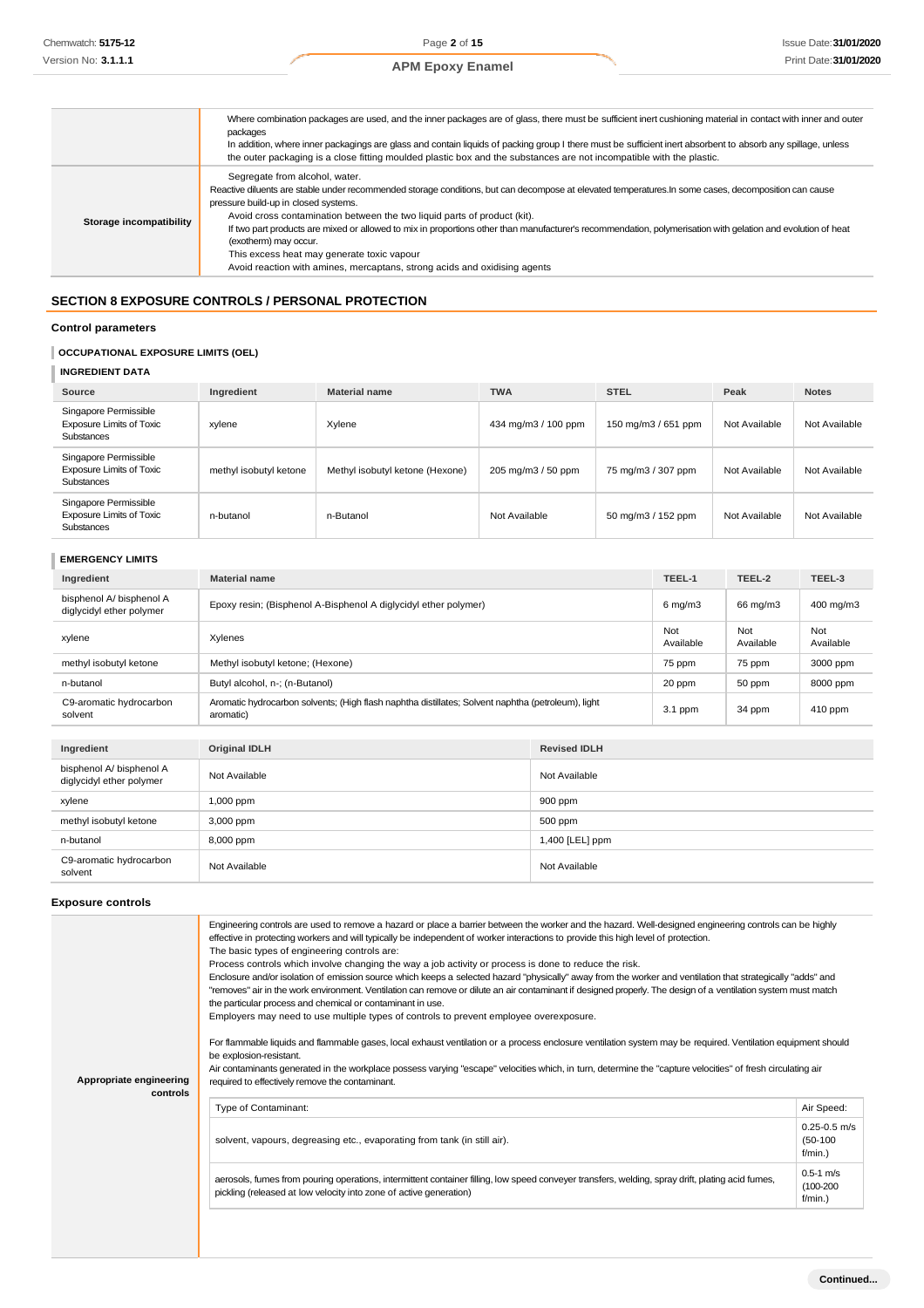| | |
|---|---|
| | Where combination packages are used, and the inner packages are of glass, there must be sufficient inert cushioning material in contact with inner and outer packages<br>In addition, where inner packagings are glass and contain liquids of packing group I there must be sufficient inert absorbent to absorb any spillage, unless the outer packaging is a close fitting moulded plastic box and the substances are not incompatible with the plastic. |
| **Storage incompatibility** | Segregate from alcohol, water.<br>Reactive diluents are stable under recommended storage conditions, but can decompose at elevated temperatures.In some cases, decomposition can cause pressure build-up in closed systems.<br>Avoid cross contamination between the two liquid parts of product (kit).<br>If two part products are mixed or allowed to mix in proportions other than manufacturer's recommendation, polymerisation with gelation and evolution of heat (exotherm) may occur.<br>This excess heat may generate toxic vapour<br>Avoid reaction with amines, mercaptans, strong acids and oxidising agents |

## SECTION 8 EXPOSURE CONTROLS / PERSONAL PROTECTION

### Control parameters

#### OCCUPATIONAL EXPOSURE LIMITS (OEL)

#### INGREDIENT DATA

| Source | Ingredient | Material name | TWA | STEL | Peak | Notes |
|---|---|---|---|---|---|---|
| Singapore Permissible Exposure Limits of Toxic Substances | xylene | Xylene | 434 mg/m3 / 100 ppm | 150 mg/m3 / 651 ppm | Not Available | Not Available |
| Singapore Permissible Exposure Limits of Toxic Substances | methyl isobutyl ketone | Methyl isobutyl ketone (Hexone) | 205 mg/m3 / 50 ppm | 75 mg/m3 / 307 ppm | Not Available | Not Available |
| Singapore Permissible Exposure Limits of Toxic Substances | n-butanol | n-Butanol | Not Available | 50 mg/m3 / 152 ppm | Not Available | Not Available |

#### EMERGENCY LIMITS

| Ingredient | Material name | TEEL-1 | TEEL-2 | TEEL-3 |
|---|---|---|---|---|
| bisphenol A/ bisphenol A diglycidyl ether polymer | Epoxy resin; (Bisphenol A-Bisphenol A diglycidyl ether polymer) | 6 mg/m3 | 66 mg/m3 | 400 mg/m3 |
| xylene | Xylenes | Not Available | Not Available | Not Available |
| methyl isobutyl ketone | Methyl isobutyl ketone; (Hexone) | 75 ppm | 75 ppm | 3000 ppm |
| n-butanol | Butyl alcohol, n-; (n-Butanol) | 20 ppm | 50 ppm | 8000 ppm |
| C9-aromatic hydrocarbon solvent | Aromatic hydrocarbon solvents; (High flash naphtha distillates; Solvent naphtha (petroleum), light aromatic) | 3.1 ppm | 34 ppm | 410 ppm |

| Ingredient | Original IDLH | Revised IDLH |
|---|---|---|
| bisphenol A/ bisphenol A diglycidyl ether polymer | Not Available | Not Available |
| xylene | 1,000 ppm | 900 ppm |
| methyl isobutyl ketone | 3,000 ppm | 500 ppm |
| n-butanol | 8,000 ppm | 1,400 [LEL] ppm |
| C9-aromatic hydrocarbon solvent | Not Available | Not Available |

### Exposure controls

**Appropriate engineering controls**

Engineering controls are used to remove a hazard or place a barrier between the worker and the hazard. Well-designed engineering controls can be highly effective in protecting workers and will typically be independent of worker interactions to provide this high level of protection.
The basic types of engineering controls are:
Process controls which involve changing the way a job activity or process is done to reduce the risk.
Enclosure and/or isolation of emission source which keeps a selected hazard "physically" away from the worker and ventilation that strategically "adds" and "removes" air in the work environment. Ventilation can remove or dilute an air contaminant if designed properly. The design of a ventilation system must match the particular process and chemical or contaminant in use.
Employers may need to use multiple types of controls to prevent employee overexposure.

For flammable liquids and flammable gases, local exhaust ventilation or a process enclosure ventilation system may be required. Ventilation equipment should be explosion-resistant.
Air contaminants generated in the workplace possess varying "escape" velocities which, in turn, determine the "capture velocities" of fresh circulating air required to effectively remove the contaminant.

| Type of Contaminant: | Air Speed: |
|---|---|
| solvent, vapours, degreasing etc., evaporating from tank (in still air). | 0.25-0.5 m/s (50-100 f/min.) |
| aerosols, fumes from pouring operations, intermittent container filling, low speed conveyer transfers, welding, spray drift, plating acid fumes, pickling (released at low velocity into zone of active generation) | 0.5-1 m/s (100-200 f/min.) |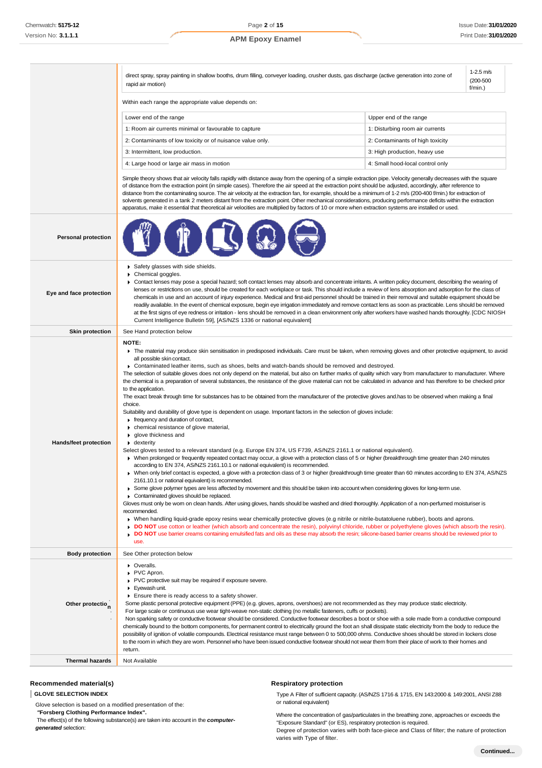| | |
|---|---|
| | direct spray, spray painting in shallow booths, drum filling, conveyer loading, crusher dusts, gas discharge (active generation into zone of rapid air motion) — 1-2.5 m/s (200-500 f/min.)<br><br>Within each range the appropriate value depends on:<br><br>Lower end of the range / Upper end of the range<br>1: Room air currents minimal or favourable to capture / 1: Disturbing room air currents<br>2: Contaminants of low toxicity or of nuisance value only. / 2: Contaminants of high toxicity<br>3: Intermittent, low production. / 3: High production, heavy use<br>4: Large hood or large air mass in motion / 4: Small hood-local control only<br><br>Simple theory shows that air velocity falls rapidly with distance away from the opening of a simple extraction pipe. Velocity generally decreases with the square of distance from the extraction point (in simple cases). Therefore the air speed at the extraction point should be adjusted, accordingly, after reference to distance from the contaminating source. The air velocity at the extraction fan, for example, should be a minimum of 1-2 m/s (200-400 f/min.) for extraction of solvents generated in a tank 2 meters distant from the extraction point. Other mechanical considerations, producing performance deficits within the extraction apparatus, make it essential that theoretical air velocities are multiplied by factors of 10 or more when extraction systems are installed or used. |
| **Personal protection** | |
| **Eye and face protection** | ▸ Safety glasses with side shields.<br>▸ Chemical goggles.<br>▸ Contact lenses may pose a special hazard; soft contact lenses may absorb and concentrate irritants. A written policy document, describing the wearing of lenses or restrictions on use, should be created for each workplace or task. This should include a review of lens absorption and adsorption for the class of chemicals in use and an account of injury experience. Medical and first-aid personnel should be trained in their removal and suitable equipment should be readily available. In the event of chemical exposure, begin eye irrigation immediately and remove contact lens as soon as practicable. Lens should be removed at the first signs of eye redness or irritation - lens should be removed in a clean environment only after workers have washed hands thoroughly. [CDC NIOSH Current Intelligence Bulletin 59], [AS/NZS 1336 or national equivalent] |
| **Skin protection** | See Hand protection below |
| **Hands/feet protection** | **NOTE:**<br>▸ The material may produce skin sensitisation in predisposed individuals. Care must be taken, when removing gloves and other protective equipment, to avoid all possible skin contact.<br>▸ Contaminated leather items, such as shoes, belts and watch-bands should be removed and destroyed.<br>The selection of suitable gloves does not only depend on the material, but also on further marks of quality which vary from manufacturer to manufacturer. Where the chemical is a preparation of several substances, the resistance of the glove material can not be calculated in advance and has therefore to be checked prior to the application.<br>The exact break through time for substances has to be obtained from the manufacturer of the protective gloves and.has to be observed when making a final choice.<br>Suitability and durability of glove type is dependent on usage. Important factors in the selection of gloves include:<br>▸ frequency and duration of contact,<br>▸ chemical resistance of glove material,<br>▸ glove thickness and<br>▸ dexterity<br>Select gloves tested to a relevant standard (e.g. Europe EN 374, US F739, AS/NZS 2161.1 or national equivalent).<br>▸ When prolonged or frequently repeated contact may occur, a glove with a protection class of 5 or higher (breakthrough time greater than 240 minutes according to EN 374, AS/NZS 2161.10.1 or national equivalent) is recommended.<br>▸ When only brief contact is expected, a glove with a protection class of 3 or higher (breakthrough time greater than 60 minutes according to EN 374, AS/NZS 2161.10.1 or national equivalent) is recommended.<br>▸ Some glove polymer types are less affected by movement and this should be taken into account when considering gloves for long-term use.<br>▸ Contaminated gloves should be replaced.<br>Gloves must only be worn on clean hands. After using gloves, hands should be washed and dried thoroughly. Application of a non-perfumed moisturiser is recommended.<br>▸ When handling liquid-grade epoxy resins wear chemically protective gloves (e.g nitrile or nitrile-butatoluene rubber), boots and aprons.<br>▸ **DO NOT** use cotton or leather (which absorb and concentrate the resin), polyvinyl chloride, rubber or polyethylene gloves (which absorb the resin).<br>▸ **DO NOT** use barrier creams containing emulsified fats and oils as these may absorb the resin; silicone-based barrier creams should be reviewed prior to use. |
| **Body protection** | See Other protection below |
| **Other protection** | ▸ Overalls.<br>▸ PVC Apron.<br>▸ PVC protective suit may be required if exposure severe.<br>▸ Eyewash unit.<br>▸ Ensure there is ready access to a safety shower.<br>Some plastic personal protective equipment (PPE) (e.g. gloves, aprons, overshoes) are not recommended as they may produce static electricity.<br>For large scale or continuous use wear tight-weave non-static clothing (no metallic fasteners, cuffs or pockets).<br>Non sparking safety or conductive footwear should be considered. Conductive footwear describes a boot or shoe with a sole made from a conductive compound chemically bound to the bottom components, for permanent control to electrically ground the foot an shall dissipate static electricity from the body to reduce the possibility of ignition of volatile compounds. Electrical resistance must range between 0 to 500,000 ohms. Conductive shoes should be stored in lockers close to the room in which they are worn. Personnel who have been issued conductive footwear should not wear them from their place of work to their homes and return. |
| **Thermal hazards** | Not Available |

### Recommended material(s)

**GLOVE SELECTION INDEX**

Glove selection is based on a modified presentation of the:
**"Forsberg Clothing Performance Index".**
The effect(s) of the following substance(s) are taken into account in the ***computer-generated*** selection:

### Respiratory protection

Type A Filter of sufficient capacity. (AS/NZS 1716 & 1715, EN 143:2000 & 149:2001, ANSI Z88 or national equivalent)

Where the concentration of gas/particulates in the breathing zone, approaches or exceeds the "Exposure Standard" (or ES), respiratory protection is required.
Degree of protection varies with both face-piece and Class of filter; the nature of protection varies with Type of filter.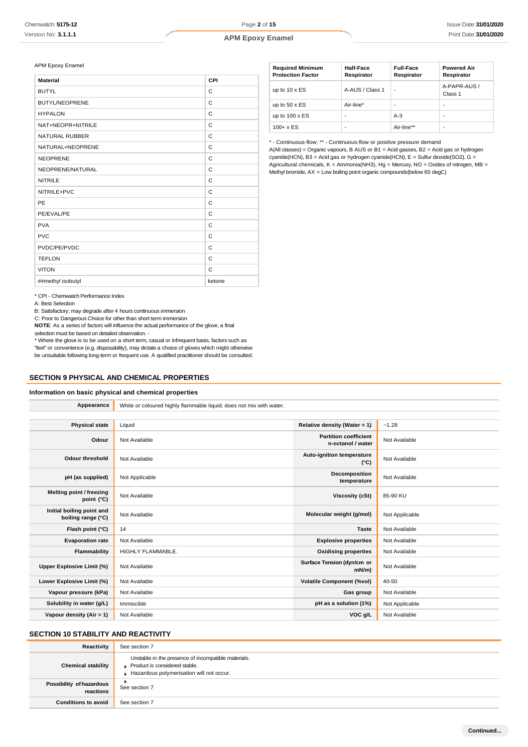APM Epoxy Enamel

| Material | CPI |
|---|---|
| BUTYL | C |
| BUTYL/NEOPRENE | C |
| HYPALON | C |
| NAT+NEOPR+NITRILE | C |
| NATURAL RUBBER | C |
| NATURAL+NEOPRENE | C |
| NEOPRENE | C |
| NEOPRENE/NATURAL | C |
| NITRILE | C |
| NITRILE+PVC | C |
| PE | C |
| PE/EVAL/PE | C |
| PVA | C |
| PVC | C |
| PVDC/PE/PVDC | C |
| TEFLON | C |
| VITON | C |
| ##methyl isobutyl | ketone |

\* CPI - Chemwatch Performance Index

A: Best Selection

B: Satisfactory; may degrade after 4 hours continuous immersion

C: Poor to Dangerous Choice for other than short term immersion

**NOTE**: As a series of factors will influence the actual performance of the glove, a final selection must be based on detailed observation. -

\* Where the glove is to be used on a short term, casual or infrequent basis, factors such as "feel" or convenience (e.g. disposability), may dictate a choice of gloves which might otherwise be unsuitable following long-term or frequent use. A qualified practitioner should be consulted.

| Required Minimum Protection Factor | Half-Face Respirator | Full-Face Respirator | Powered Air Respirator |
|---|---|---|---|
| up to 10 x ES | A-AUS / Class 1 | - | A-PAPR-AUS / Class 1 |
| up to 50 x ES | Air-line* | - | - |
| up to 100 x ES | - | A-3 | - |
| 100+ x ES | - | Air-line** | - |

\* - Continuous-flow; ** - Continuous-flow or positive pressure demand

A(All classes) = Organic vapours, B AUS or B1 = Acid gasses, B2 = Acid gas or hydrogen cyanide(HCN), B3 = Acid gas or hydrogen cyanide(HCN), E = Sulfur dioxide(SO2), G = Agricultural chemicals, K = Ammonia(NH3), Hg = Mercury, NO = Oxides of nitrogen, MB = Methyl bromide, AX = Low boiling point organic compounds(below 65 degC)

## SECTION 9 PHYSICAL AND CHEMICAL PROPERTIES

### Information on basic physical and chemical properties

| | |
|---|---|
| **Appearance** | White or coloured highly flammable liquid; does not mix with water. |

| | | | |
|---|---|---|---|
| **Physical state** | Liquid | **Relative density (Water = 1)** | ~1.28 |
| **Odour** | Not Available | **Partition coefficient n-octanol / water** | Not Available |
| **Odour threshold** | Not Available | **Auto-ignition temperature (°C)** | Not Available |
| **pH (as supplied)** | Not Applicable | **Decomposition temperature** | Not Available |
| **Melting point / freezing point (°C)** | Not Available | **Viscosity (cSt)** | 85-90 KU |
| **Initial boiling point and boiling range (°C)** | Not Available | **Molecular weight (g/mol)** | Not Applicable |
| **Flash point (°C)** | 14 | **Taste** | Not Available |
| **Evaporation rate** | Not Available | **Explosive properties** | Not Available |
| **Flammability** | HIGHLY FLAMMABLE. | **Oxidising properties** | Not Available |
| **Upper Explosive Limit (%)** | Not Available | **Surface Tension (dyn/cm or mN/m)** | Not Available |
| **Lower Explosive Limit (%)** | Not Available | **Volatile Component (%vol)** | 40-50 |
| **Vapour pressure (kPa)** | Not Available | **Gas group** | Not Available |
| **Solubility in water (g/L)** | Immiscible | **pH as a solution (1%)** | Not Applicable |
| **Vapour density (Air = 1)** | Not Available | **VOC g/L** | Not Available |

## SECTION 10 STABILITY AND REACTIVITY

| | |
|---|---|
| **Reactivity** | See section 7 |
| **Chemical stability** | Unstable in the presence of incompatible materials.<br>▸ Product is considered stable.<br>▸ Hazardous polymerisation will not occur. |
| **Possibility of hazardous reactions** | ▸<br>See section 7 |
| **Conditions to avoid** | See section 7 |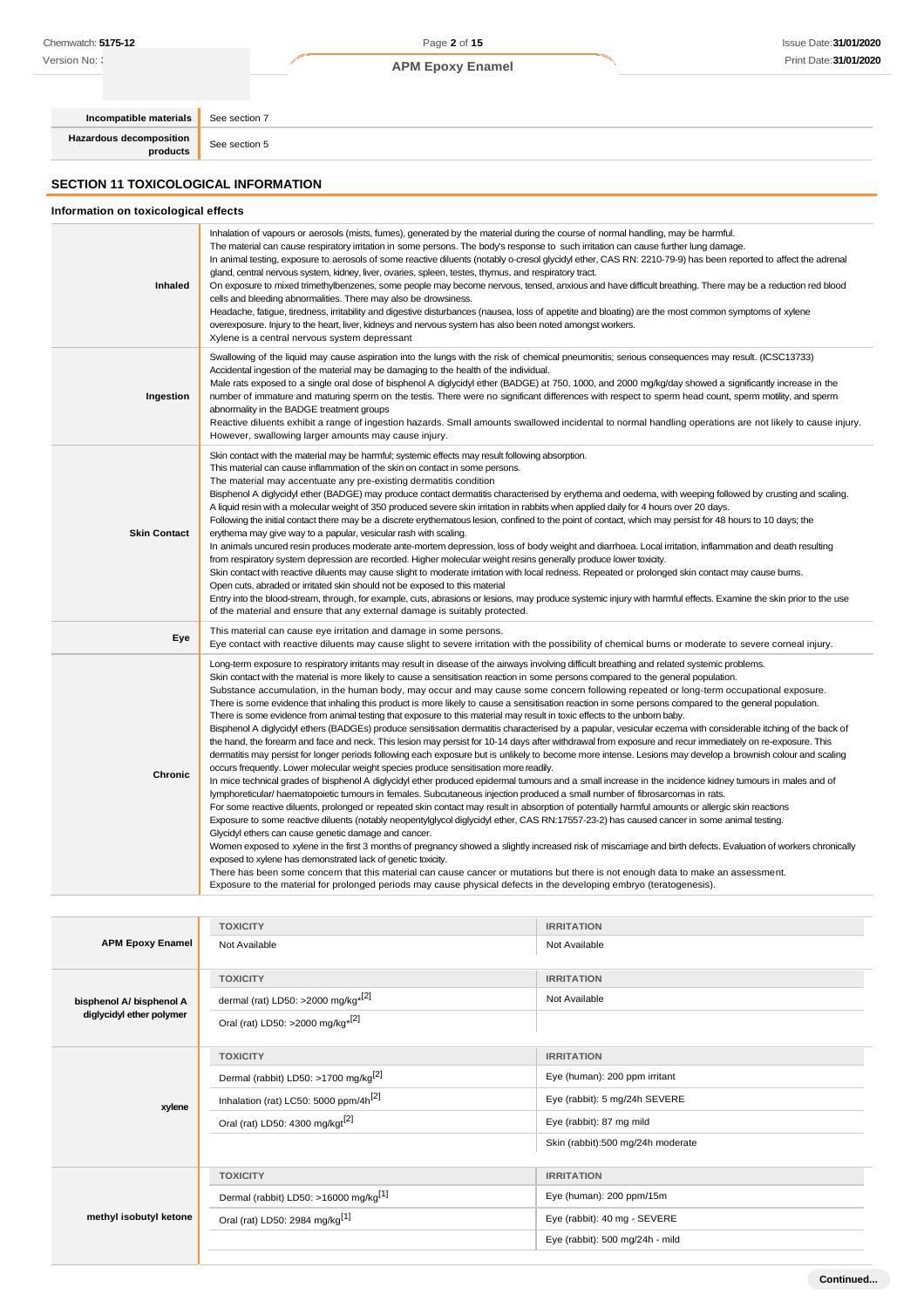| | |
|---|---|
| **Incompatible materials** | See section 7 |
| **Hazardous decomposition products** | See section 5 |

## SECTION 11 TOXICOLOGICAL INFORMATION

### Information on toxicological effects

| | |
|---|---|
| **Inhaled** | Inhalation of vapours or aerosols (mists, fumes), generated by the material during the course of normal handling, may be harmful.<br>The material can cause respiratory irritation in some persons. The body's response to such irritation can cause further lung damage.<br>In animal testing, exposure to aerosols of some reactive diluents (notably o-cresol glycidyl ether, CAS RN: 2210-79-9) has been reported to affect the adrenal gland, central nervous system, kidney, liver, ovaries, spleen, testes, thymus, and respiratory tract.<br>On exposure to mixed trimethylbenzenes, some people may become nervous, tensed, anxious and have difficult breathing. There may be a reduction red blood cells and bleeding abnormalities. There may also be drowsiness.<br>Headache, fatigue, tiredness, irritability and digestive disturbances (nausea, loss of appetite and bloating) are the most common symptoms of xylene overexposure. Injury to the heart, liver, kidneys and nervous system has also been noted amongst workers.<br>Xylene is a central nervous system depressant |
| **Ingestion** | Swallowing of the liquid may cause aspiration into the lungs with the risk of chemical pneumonitis; serious consequences may result. (ICSC13733)<br>Accidental ingestion of the material may be damaging to the health of the individual.<br>Male rats exposed to a single oral dose of bisphenol A diglycidyl ether (BADGE) at 750, 1000, and 2000 mg/kg/day showed a significantly increase in the number of immature and maturing sperm on the testis. There were no significant differences with respect to sperm head count, sperm motility, and sperm abnormality in the BADGE treatment groups<br>Reactive diluents exhibit a range of ingestion hazards. Small amounts swallowed incidental to normal handling operations are not likely to cause injury. However, swallowing larger amounts may cause injury. |
| **Skin Contact** | Skin contact with the material may be harmful; systemic effects may result following absorption.<br>This material can cause inflammation of the skin on contact in some persons.<br>The material may accentuate any pre-existing dermatitis condition<br>Bisphenol A diglycidyl ether (BADGE) may produce contact dermatitis characterised by erythema and oedema, with weeping followed by crusting and scaling.<br>A liquid resin with a molecular weight of 350 produced severe skin irritation in rabbits when applied daily for 4 hours over 20 days.<br>Following the initial contact there may be a discrete erythematous lesion, confined to the point of contact, which may persist for 48 hours to 10 days; the erythema may give way to a papular, vesicular rash with scaling.<br>In animals uncured resin produces moderate ante-mortem depression, loss of body weight and diarrhoea. Local irritation, inflammation and death resulting from respiratory system depression are recorded. Higher molecular weight resins generally produce lower toxicity.<br>Skin contact with reactive diluents may cause slight to moderate irritation with local redness. Repeated or prolonged skin contact may cause burns.<br>Open cuts, abraded or irritated skin should not be exposed to this material<br>Entry into the blood-stream, through, for example, cuts, abrasions or lesions, may produce systemic injury with harmful effects. Examine the skin prior to the use of the material and ensure that any external damage is suitably protected. |
| **Eye** | This material can cause eye irritation and damage in some persons.<br>Eye contact with reactive diluents may cause slight to severe irritation with the possibility of chemical burns or moderate to severe corneal injury. |
| **Chronic** | Long-term exposure to respiratory irritants may result in disease of the airways involving difficult breathing and related systemic problems.<br>Skin contact with the material is more likely to cause a sensitisation reaction in some persons compared to the general population.<br>Substance accumulation, in the human body, may occur and may cause some concern following repeated or long-term occupational exposure.<br>There is some evidence that inhaling this product is more likely to cause a sensitisation reaction in some persons compared to the general population.<br>There is some evidence from animal testing that exposure to this material may result in toxic effects to the unborn baby.<br>Bisphenol A diglycidyl ethers (BADGEs) produce sensitisation dermatitis characterised by a papular, vesicular eczema with considerable itching of the back of the hand, the forearm and face and neck. This lesion may persist for 10-14 days after withdrawal from exposure and recur immediately on re-exposure. This dermatitis may persist for longer periods following each exposure but is unlikely to become more intense. Lesions may develop a brownish colour and scaling occurs frequently. Lower molecular weight species produce sensitisation more readily.<br>In mice technical grades of bisphenol A diglycidyl ether produced epidermal tumours and a small increase in the incidence kidney tumours in males and of lymphoreticular/ haematopoietic tumours in females. Subcutaneous injection produced a small number of fibrosarcomas in rats.<br>For some reactive diluents, prolonged or repeated skin contact may result in absorption of potentially harmful amounts or allergic skin reactions<br>Exposure to some reactive diluents (notably neopentylglycol diglycidyl ether, CAS RN:17557-23-2) has caused cancer in some animal testing.<br>Glycidyl ethers can cause genetic damage and cancer.<br>Women exposed to xylene in the first 3 months of pregnancy showed a slightly increased risk of miscarriage and birth defects. Evaluation of workers chronically exposed to xylene has demonstrated lack of genetic toxicity.<br>There has been some concern that this material can cause cancer or mutations but there is not enough data to make an assessment.<br>Exposure to the material for prolonged periods may cause physical defects in the developing embryo (teratogenesis). |

| | TOXICITY | IRRITATION |
|---|---|---|
| **APM Epoxy Enamel** | Not Available | Not Available |
| | **TOXICITY** | **IRRITATION** |
| **bisphenol A/ bisphenol A diglycidyl ether polymer** | dermal (rat) LD50: >2000 mg/kg*[2] | Not Available |
| | Oral (rat) LD50: >2000 mg/kg*[2] | |
| | **TOXICITY** | **IRRITATION** |
| **xylene** | Dermal (rabbit) LD50: >1700 mg/kg[2] | Eye (human): 200 ppm irritant |
| | Inhalation (rat) LC50: 5000 ppm/4h[2] | Eye (rabbit): 5 mg/24h SEVERE |
| | Oral (rat) LD50: 4300 mg/kgt[2] | Eye (rabbit): 87 mg mild |
| | | Skin (rabbit):500 mg/24h moderate |
| | **TOXICITY** | **IRRITATION** |
| **methyl isobutyl ketone** | Dermal (rabbit) LD50: >16000 mg/kg[1] | Eye (human): 200 ppm/15m |
| | Oral (rat) LD50: 2984 mg/kg[1] | Eye (rabbit): 40 mg - SEVERE |
| | | Eye (rabbit): 500 mg/24h - mild |

Continued...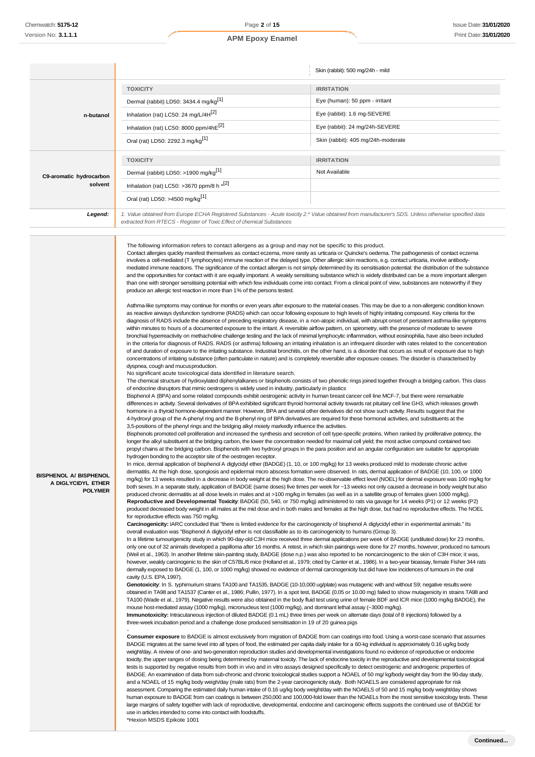| | | |
|---|---|---|
| | | Skin (rabbit): 500 mg/24h - mild |
| **n-butanol** | **TOXICITY** | **IRRITATION** |
| | Dermal (rabbit) LD50: 3434.4 mg/kg[1] | Eye (human): 50 ppm - irritant |
| | Inhalation (rat) LC50: 24 mg/L/4H[2] | Eye (rabbit): 1.6 mg-SEVERE |
| | Inhalation (rat) LC50: 8000 ppm/4hE[2] | Eye (rabbit): 24 mg/24h-SEVERE |
| | Oral (rat) LD50: 2292.3 mg/kg[1] | Skin (rabbit): 405 mg/24h-moderate |
| **C9-aromatic hydrocarbon solvent** | **TOXICITY** | **IRRITATION** |
| | Dermal (rabbit) LD50: >1900 mg/kg[1] | Not Available |
| | Inhalation (rat) LC50: >3670 ppm/8 h *[2] | |
| | Oral (rat) LD50: >4500 mg/kg[1] | |
| **Legend:** | *1. Value obtained from Europe ECHA Registered Substances - Acute toxicity 2.\* Value obtained from manufacturer's SDS. Unless otherwise specified data extracted from RTECS - Register of Toxic Effect of chemical Substances* | |

**BISPHENOL A/ BISPHENOL A DIGLYCIDYL ETHER POLYMER**

The following information refers to contact allergens as a group and may not be specific to this product.
Contact allergies quickly manifest themselves as contact eczema, more rarely as urticaria or Quincke's oedema. The pathogenesis of contact eczema involves a cell-mediated (T lymphocytes) immune reaction of the delayed type. Other allergic skin reactions, e.g. contact urticaria, involve antibody-mediated immune reactions. The significance of the contact allergen is not simply determined by its sensitisation potential: the distribution of the substance and the opportunities for contact with it are equally important. A weakly sensitising substance which is widely distributed can be a more important allergen than one with stronger sensitising potential with which few individuals come into contact. From a clinical point of view, substances are noteworthy if they produce an allergic test reaction in more than 1% of the persons tested.

Asthma-like symptoms may continue for months or even years after exposure to the material ceases. This may be due to a non-allergenic condition known as reactive airways dysfunction syndrome (RADS) which can occur following exposure to high levels of highly irritating compound. Key criteria for the diagnosis of RADS include the absence of preceding respiratory disease, in a non-atopic individual, with abrupt onset of persistent asthma-like symptoms within minutes to hours of a documented exposure to the irritant. A reversible airflow pattern, on spirometry, with the presence of moderate to severe bronchial hyperreactivity on methacholine challenge testing and the lack of minimal lymphocytic inflammation, without eosinophilia, have also been included in the criteria for diagnosis of RADS. RADS (or asthma) following an irritating inhalation is an infrequent disorder with rates related to the concentration of and duration of exposure to the irritating substance. Industrial bronchitis, on the other hand, is a disorder that occurs as result of exposure due to high concentrations of irritating substance (often particulate in nature) and is completely reversible after exposure ceases. The disorder is characterised by dyspnea, cough and mucus production.
No significant acute toxicological data identified in literature search.
The chemical structure of hydroxylated diphenylalkanes or bisphenols consists of two phenolic rings joined together through a bridging carbon. This class of endocrine disruptors that mimic oestrogens is widely used in industry, particularly in plastics
Bisphenol A (BPA) and some related compounds exhibit oestrogenic activity in human breast cancer cell line MCF-7, but there were remarkable differences in activity. Several derivatives of BPA exhibited significant thyroid hormonal activity towards rat pituitary cell line GH3, which releases growth hormone in a thyroid hormone-dependent manner. However, BPA and several other derivatives did not show such activity. Results suggest that the 4-hydroxyl group of the A-phenyl ring and the B-phenyl ring of BPA derivatives are required for these hormonal activities, and substituents at the 3,5-positions of the phenyl rings and the bridging alkyl moiety markedly influence the activities.
Bisphenols promoted cell proliferation and increased the synthesis and secretion of cell type-specific proteins. When ranked by proliferative potency, the longer the alkyl substituent at the bridging carbon, the lower the concentration needed for maximal cell yield; the most active compound contained two propyl chains at the bridging carbon. Bisphenols with two hydroxyl groups in the para position and an angular configuration are suitable for appropriate hydrogen bonding to the acceptor site of the oestrogen receptor.
In mice, dermal application of bisphenol A diglycidyl ether (BADGE) (1, 10, or 100 mg/kg) for 13 weeks produced mild to moderate chronic active dermatitis. At the high dose, spongiosis and epidermal micro abscess formation were observed. In rats, dermal application of BADGE (10, 100, or 1000 mg/kg) for 13 weeks resulted in a decrease in body weight at the high dose. The no-observable effect level (NOEL) for dermal exposure was 100 mg/kg for both sexes. In a separate study, application of BADGE (same doses) five times per week for ~13 weeks not only caused a decrease in body weight but also produced chronic dermatitis at all dose levels in males and at >100 mg/kg in females (as well as in a satellite group of females given 1000 mg/kg).
**Reproductive and Developmental Toxicity**: BADGE (50, 540, or 750 mg/kg) administered to rats via gavage for 14 weeks (P1) or 12 weeks (P2) produced decreased body weight in all males at the mid dose and in both males and females at the high dose, but had no reproductive effects. The NOEL for reproductive effects was 750 mg/kg.
**Carcinogenicity:** IARC concluded that "there is limited evidence for the carcinogenicity of bisphenol A diglycidyl ether in experimental animals." Its overall evaluation was "Bisphenol A diglycidyl ether is not classifiable as to its carcinogenicity to humans (Group 3).
In a lifetime tumourigenicity study in which 90-day-old C3H mice received three dermal applications per week of BADGE (undiluted dose) for 23 months, only one out of 32 animals developed a papilloma after 16 months. A retest, in which skin paintings were done for 27 months, however, produced no tumours (Weil et al., 1963). In another lifetime skin-painting study, BADGE (dose n.p.) was also reported to be noncarcinogenic to the skin of C3H mice; it was, however, weakly carcinogenic to the skin of C57BL/6 mice (Holland et al., 1979; cited by Canter et al., 1986). In a two-year bioassay, female Fisher 344 rats dermally exposed to BADGE (1, 100, or 1000 mg/kg) showed no evidence of dermal carcinogenicity but did have low incidences of tumours in the oral cavity (U.S. EPA, 1997).
**Genotoxicity**: In S. typhimurium strains TA100 and TA1535, BADGE (10-10,000 ug/plate) was mutagenic with and without S9; negative results were obtained in TA98 and TA1537 (Canter et al., 1986; Pullin, 1977). In a spot test, BADGE (0.05 or 10.00 mg) failed to show mutagenicity in strains TA98 and TA100 (Wade et al., 1979). Negative results were also obtained in the body fluid test using urine of female BDF and ICR mice (1000 mg/kg BADGE), the mouse host-mediated assay (1000 mg/kg), micronucleus test (1000 mg/kg), and dominant lethal assay (~3000 mg/kg).
**Immunotoxicity:** Intracutaneous injection of diluted BADGE (0.1 mL) three times per week on alternate days (total of 8 injections) followed by a three-week incubation period and a challenge dose produced sensitisation in 19 of 20 guinea pigs
-
**Consumer exposure** to BADGE is almost exclusively from migration of BADGE from can coatings into food. Using a worst-case scenario that assumes BADGE migrates at the same level into all types of food, the estimated per capita daily intake for a 60-kg individual is approximately 0.16 ug/kg body weight/day. A review of one- and two-generation reproduction studies and developmental investigations found no evidence of reproductive or endocrine toxicity, the upper ranges of dosing being determined by maternal toxicity. The lack of endocrine toxicity in the reproductive and developmental toxicological tests is supported by negative results from both in vivo and in vitro assays designed specifically to detect oestrogenic and androgenic properties of BADGE. An examination of data from sub-chronic and chronic toxicological studies support a NOAEL of 50 mg/ kg/body weight day from the 90-day study, and a NOAEL of 15 mg/kg body weigh/day (male rats) from the 2-year carcinogenicity study. Both NOAELS are considered appropriate for risk assessment. Comparing the estimated daily human intake of 0.16 ug/kg body weight/day with the NOAELS of 50 and 15 mg/kg body weight/day shows human exposure to BADGE from can coatings is between 250,000 and 100,000-fold lower than the NOAELs from the most sensitive toxicology tests. These large margins of safety together with lack of reproductive, developmental, endocrine and carcinogenic effects supports the continued use of BADGE for use in articles intended to come into contact with foodstuffs.
*Hexion MSDS Epikote 1001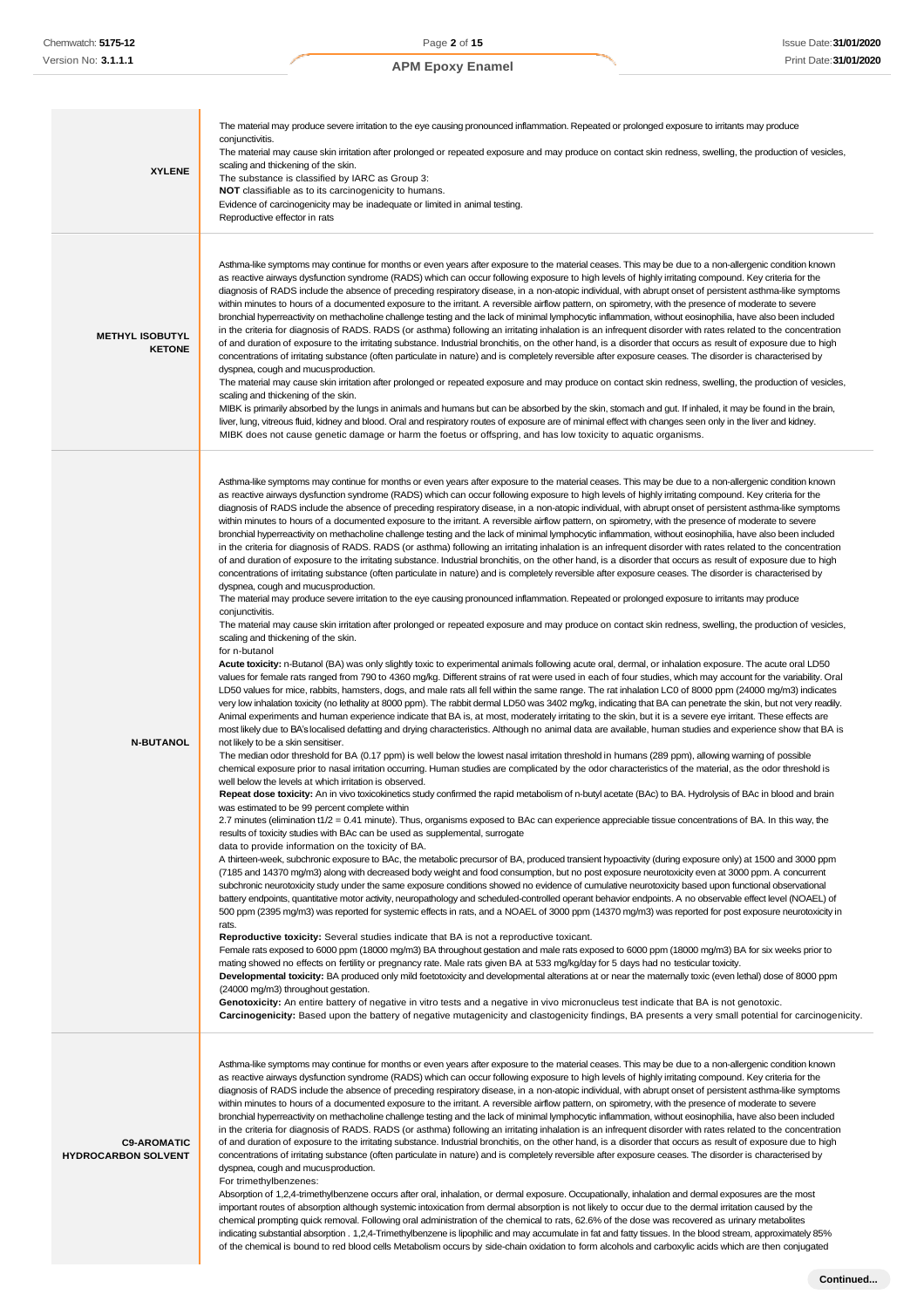| | |
|---|---|
| **XYLENE** | The material may produce severe irritation to the eye causing pronounced inflammation. Repeated or prolonged exposure to irritants may produce conjunctivitis.<br>The material may cause skin irritation after prolonged or repeated exposure and may produce on contact skin redness, swelling, the production of vesicles, scaling and thickening of the skin.<br>The substance is classified by IARC as Group 3:<br>**NOT** classifiable as to its carcinogenicity to humans.<br>Evidence of carcinogenicity may be inadequate or limited in animal testing.<br>Reproductive effector in rats |
| **METHYL ISOBUTYL KETONE** | Asthma-like symptoms may continue for months or even years after exposure to the material ceases. This may be due to a non-allergenic condition known as reactive airways dysfunction syndrome (RADS) which can occur following exposure to high levels of highly irritating compound. Key criteria for the diagnosis of RADS include the absence of preceding respiratory disease, in a non-atopic individual, with abrupt onset of persistent asthma-like symptoms within minutes to hours of a documented exposure to the irritant. A reversible airflow pattern, on spirometry, with the presence of moderate to severe bronchial hyperreactivity on methacholine challenge testing and the lack of minimal lymphocytic inflammation, without eosinophilia, have also been included in the criteria for diagnosis of RADS. RADS (or asthma) following an irritating inhalation is an infrequent disorder with rates related to the concentration of and duration of exposure to the irritating substance. Industrial bronchitis, on the other hand, is a disorder that occurs as result of exposure due to high concentrations of irritating substance (often particulate in nature) and is completely reversible after exposure ceases. The disorder is characterised by dyspnea, cough and mucusproduction.<br>The material may cause skin irritation after prolonged or repeated exposure and may produce on contact skin redness, swelling, the production of vesicles, scaling and thickening of the skin.<br>MIBK is primarily absorbed by the lungs in animals and humans but can be absorbed by the skin, stomach and gut. If inhaled, it may be found in the brain, liver, lung, vitreous fluid, kidney and blood. Oral and respiratory routes of exposure are of minimal effect with changes seen only in the liver and kidney.<br>MIBK does not cause genetic damage or harm the foetus or offspring, and has low toxicity to aquatic organisms. |
| **N-BUTANOL** | Asthma-like symptoms may continue for months or even years after exposure to the material ceases. This may be due to a non-allergenic condition known as reactive airways dysfunction syndrome (RADS) which can occur following exposure to high levels of highly irritating compound. Key criteria for the diagnosis of RADS include the absence of preceding respiratory disease, in a non-atopic individual, with abrupt onset of persistent asthma-like symptoms within minutes to hours of a documented exposure to the irritant. A reversible airflow pattern, on spirometry, with the presence of moderate to severe bronchial hyperreactivity on methacholine challenge testing and the lack of minimal lymphocytic inflammation, without eosinophilia, have also been included in the criteria for diagnosis of RADS. RADS (or asthma) following an irritating inhalation is an infrequent disorder with rates related to the concentration of and duration of exposure to the irritating substance. Industrial bronchitis, on the other hand, is a disorder that occurs as result of exposure due to high concentrations of irritating substance (often particulate in nature) and is completely reversible after exposure ceases. The disorder is characterised by dyspnea, cough and mucusproduction.<br>The material may produce severe irritation to the eye causing pronounced inflammation. Repeated or prolonged exposure to irritants may produce conjunctivitis.<br>The material may cause skin irritation after prolonged or repeated exposure and may produce on contact skin redness, swelling, the production of vesicles, scaling and thickening of the skin.<br>for n-butanol<br>**Acute toxicity:** n-Butanol (BA) was only slightly toxic to experimental animals following acute oral, dermal, or inhalation exposure. The acute oral LD50 values for female rats ranged from 790 to 4360 mg/kg. Different strains of rat were used in each of four studies, which may account for the variability. Oral LD50 values for mice, rabbits, hamsters, dogs, and male rats all fell within the same range. The rat inhalation LC0 of 8000 ppm (24000 mg/m3) indicates very low inhalation toxicity (no lethality at 8000 ppm). The rabbit dermal LD50 was 3402 mg/kg, indicating that BA can penetrate the skin, but not very readily. Animal experiments and human experience indicate that BA is, at most, moderately irritating to the skin, but it is a severe eye irritant. These effects are most likely due to BA's localised defatting and drying characteristics. Although no animal data are available, human studies and experience show that BA is not likely to be a skin sensitiser.<br>The median odor threshold for BA (0.17 ppm) is well below the lowest nasal irritation threshold in humans (289 ppm), allowing warning of possible chemical exposure prior to nasal irritation occurring. Human studies are complicated by the odor characteristics of the material, as the odor threshold is well below the levels at which irritation is observed.<br>**Repeat dose toxicity:** An in vivo toxicokinetics study confirmed the rapid metabolism of n-butyl acetate (BAc) to BA. Hydrolysis of BAc in blood and brain was estimated to be 99 percent complete within<br>2.7 minutes (elimination t1/2 = 0.41 minute). Thus, organisms exposed to BAc can experience appreciable tissue concentrations of BA. In this way, the results of toxicity studies with BAc can be used as supplemental, surrogate<br>data to provide information on the toxicity of BA.<br>A thirteen-week, subchronic exposure to BAc, the metabolic precursor of BA, produced transient hypoactivity (during exposure only) at 1500 and 3000 ppm (7185 and 14370 mg/m3) along with decreased body weight and food consumption, but no post exposure neurotoxicity even at 3000 ppm. A concurrent subchronic neurotoxicity study under the same exposure conditions showed no evidence of cumulative neurotoxicity based upon functional observational battery endpoints, quantitative motor activity, neuropathology and scheduled-controlled operant behavior endpoints. A no observable effect level (NOAEL) of 500 ppm (2395 mg/m3) was reported for systemic effects in rats, and a NOAEL of 3000 ppm (14370 mg/m3) was reported for post exposure neurotoxicity in rats.<br>**Reproductive toxicity:** Several studies indicate that BA is not a reproductive toxicant.<br>Female rats exposed to 6000 ppm (18000 mg/m3) BA throughout gestation and male rats exposed to 6000 ppm (18000 mg/m3) BA for six weeks prior to mating showed no effects on fertility or pregnancy rate. Male rats given BA at 533 mg/kg/day for 5 days had no testicular toxicity.<br>**Developmental toxicity:** BA produced only mild foetotoxicity and developmental alterations at or near the maternally toxic (even lethal) dose of 8000 ppm (24000 mg/m3) throughout gestation.<br>**Genotoxicity:** An entire battery of negative in vitro tests and a negative in vivo micronucleus test indicate that BA is not genotoxic.<br>**Carcinogenicity:** Based upon the battery of negative mutagenicity and clastogenicity findings, BA presents a very small potential for carcinogenicity. |
| **C9-AROMATIC HYDROCARBON SOLVENT** | Asthma-like symptoms may continue for months or even years after exposure to the material ceases. This may be due to a non-allergenic condition known as reactive airways dysfunction syndrome (RADS) which can occur following exposure to high levels of highly irritating compound. Key criteria for the diagnosis of RADS include the absence of preceding respiratory disease, in a non-atopic individual, with abrupt onset of persistent asthma-like symptoms within minutes to hours of a documented exposure to the irritant. A reversible airflow pattern, on spirometry, with the presence of moderate to severe bronchial hyperreactivity on methacholine challenge testing and the lack of minimal lymphocytic inflammation, without eosinophilia, have also been included in the criteria for diagnosis of RADS. RADS (or asthma) following an irritating inhalation is an infrequent disorder with rates related to the concentration of and duration of exposure to the irritating substance. Industrial bronchitis, on the other hand, is a disorder that occurs as result of exposure due to high concentrations of irritating substance (often particulate in nature) and is completely reversible after exposure ceases. The disorder is characterised by dyspnea, cough and mucusproduction.<br>For trimethylbenzenes:<br>Absorption of 1,2,4-trimethylbenzene occurs after oral, inhalation, or dermal exposure. Occupationally, inhalation and dermal exposures are the most important routes of absorption although systemic intoxication from dermal absorption is not likely to occur due to the dermal irritation caused by the chemical prompting quick removal. Following oral administration of the chemical to rats, 62.6% of the dose was recovered as urinary metabolites indicating substantial absorption . 1,2,4-Trimethylbenzene is lipophilic and may accumulate in fat and fatty tissues. In the blood stream, approximately 85% of the chemical is bound to red blood cells Metabolism occurs by side-chain oxidation to form alcohols and carboxylic acids which are then conjugated |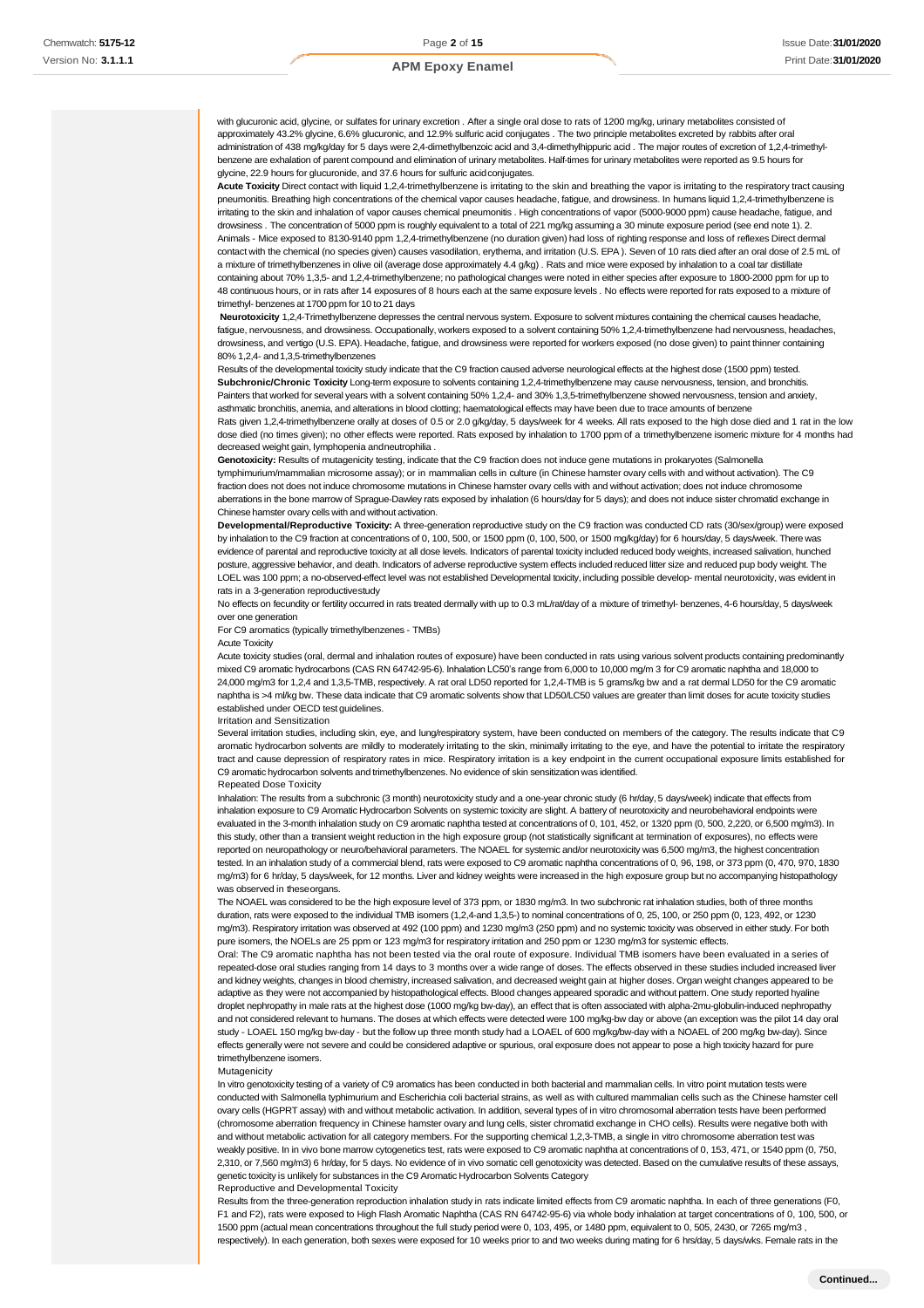with glucuronic acid, glycine, or sulfates for urinary excretion . After a single oral dose to rats of 1200 mg/kg, urinary metabolites consisted of approximately 43.2% glycine, 6.6% glucuronic, and 12.9% sulfuric acid conjugates . The two principle metabolites excreted by rabbits after oral administration of 438 mg/kg/day for 5 days were 2,4-dimethylbenzoic acid and 3,4-dimethylhippuric acid . The major routes of excretion of 1,2,4-trimethyl-benzene are exhalation of parent compound and elimination of urinary metabolites. Half-times for urinary metabolites were reported as 9.5 hours for glycine, 22.9 hours for glucuronide, and 37.6 hours for sulfuric acid conjugates.

**Acute Toxicity** Direct contact with liquid 1,2,4-trimethylbenzene is irritating to the skin and breathing the vapor is irritating to the respiratory tract causing pneumonitis. Breathing high concentrations of the chemical vapor causes headache, fatigue, and drowsiness. In humans liquid 1,2,4-trimethylbenzene is irritating to the skin and inhalation of vapor causes chemical pneumonitis . High concentrations of vapor (5000-9000 ppm) cause headache, fatigue, and drowsiness . The concentration of 5000 ppm is roughly equivalent to a total of 221 mg/kg assuming a 30 minute exposure period (see end note 1). 2. Animals - Mice exposed to 8130-9140 ppm 1,2,4-trimethylbenzene (no duration given) had loss of righting response and loss of reflexes Direct dermal contact with the chemical (no species given) causes vasodilation, erythema, and irritation (U.S. EPA ). Seven of 10 rats died after an oral dose of 2.5 mL of a mixture of trimethylbenzenes in olive oil (average dose approximately 4.4 g/kg) . Rats and mice were exposed by inhalation to a coal tar distillate containing about 70% 1,3,5- and 1,2,4-trimethylbenzene; no pathological changes were noted in either species after exposure to 1800-2000 ppm for up to 48 continuous hours, or in rats after 14 exposures of 8 hours each at the same exposure levels . No effects were reported for rats exposed to a mixture of trimethyl- benzenes at 1700 ppm for 10 to 21 days

**Neurotoxicity** 1,2,4-Trimethylbenzene depresses the central nervous system. Exposure to solvent mixtures containing the chemical causes headache, fatigue, nervousness, and drowsiness. Occupationally, workers exposed to a solvent containing 50% 1,2,4-trimethylbenzene had nervousness, headaches, drowsiness, and vertigo (U.S. EPA). Headache, fatigue, and drowsiness were reported for workers exposed (no dose given) to paint thinner containing 80% 1,2,4- and 1,3,5-trimethylbenzenes

Results of the developmental toxicity study indicate that the C9 fraction caused adverse neurological effects at the highest dose (1500 ppm) tested.

**Subchronic/Chronic Toxicity** Long-term exposure to solvents containing 1,2,4-trimethylbenzene may cause nervousness, tension, and bronchitis. Painters that worked for several years with a solvent containing 50% 1,2,4- and 30% 1,3,5-trimethylbenzene showed nervousness, tension and anxiety, asthmatic bronchitis, anemia, and alterations in blood clotting; haematological effects may have been due to trace amounts of benzene

Rats given 1,2,4-trimethylbenzene orally at doses of 0.5 or 2.0 g/kg/day, 5 days/week for 4 weeks. All rats exposed to the high dose died and 1 rat in the low dose died (no times given); no other effects were reported. Rats exposed by inhalation to 1700 ppm of a trimethylbenzene isomeric mixture for 4 months had decreased weight gain, lymphopenia and neutrophilia .

**Genotoxicity:** Results of mutagenicity testing, indicate that the C9 fraction does not induce gene mutations in prokaryotes (Salmonella tymphimurium/mammalian microsome assay); or in mammalian cells in culture (in Chinese hamster ovary cells with and without activation). The C9 fraction does not does not induce chromosome mutations in Chinese hamster ovary cells with and without activation; does not induce chromosome aberrations in the bone marrow of Sprague-Dawley rats exposed by inhalation (6 hours/day for 5 days); and does not induce sister chromatid exchange in Chinese hamster ovary cells with and without activation.

**Developmental/Reproductive Toxicity:** A three-generation reproductive study on the C9 fraction was conducted CD rats (30/sex/group) were exposed by inhalation to the C9 fraction at concentrations of 0, 100, 500, or 1500 ppm (0, 100, 500, or 1500 mg/kg/day) for 6 hours/day, 5 days/week. There was evidence of parental and reproductive toxicity at all dose levels. Indicators of parental toxicity included reduced body weights, increased salivation, hunched posture, aggressive behavior, and death. Indicators of adverse reproductive system effects included reduced litter size and reduced pup body weight. The LOEL was 100 ppm; a no-observed-effect level was not established Developmental toxicity, including possible develop- mental neurotoxicity, was evident in rats in a 3-generation reproductive study

No effects on fecundity or fertility occurred in rats treated dermally with up to 0.3 mL/rat/day of a mixture of trimethyl- benzenes, 4-6 hours/day, 5 days/week over one generation

For C9 aromatics (typically trimethylbenzenes - TMBs)

Acute Toxicity

Acute toxicity studies (oral, dermal and inhalation routes of exposure) have been conducted in rats using various solvent products containing predominantly mixed C9 aromatic hydrocarbons (CAS RN 64742-95-6). Inhalation LC50's range from 6,000 to 10,000 mg/m 3 for C9 aromatic naphtha and 18,000 to 24,000 mg/m3 for 1,2,4 and 1,3,5-TMB, respectively. A rat oral LD50 reported for 1,2,4-TMB is 5 grams/kg bw and a rat dermal LD50 for the C9 aromatic naphtha is >4 ml/kg bw. These data indicate that C9 aromatic solvents show that LD50/LC50 values are greater than limit doses for acute toxicity studies established under OECD test guidelines.

Irritation and Sensitization

Several irritation studies, including skin, eye, and lung/respiratory system, have been conducted on members of the category. The results indicate that C9 aromatic hydrocarbon solvents are mildly to moderately irritating to the skin, minimally irritating to the eye, and have the potential to irritate the respiratory tract and cause depression of respiratory rates in mice. Respiratory irritation is a key endpoint in the current occupational exposure limits established for C9 aromatic hydrocarbon solvents and trimethylbenzenes. No evidence of skin sensitization was identified.

Repeated Dose Toxicity

Inhalation: The results from a subchronic (3 month) neurotoxicity study and a one-year chronic study (6 hr/day, 5 days/week) indicate that effects from inhalation exposure to C9 Aromatic Hydrocarbon Solvents on systemic toxicity are slight. A battery of neurotoxicity and neurobehavioral endpoints were evaluated in the 3-month inhalation study on C9 aromatic naphtha tested at concentrations of 0, 101, 452, or 1320 ppm (0, 500, 2,220, or 6,500 mg/m3). In this study, other than a transient weight reduction in the high exposure group (not statistically significant at termination of exposures), no effects were reported on neuropathology or neuro/behavioral parameters. The NOAEL for systemic and/or neurotoxicity was 6,500 mg/m3, the highest concentration tested. In an inhalation study of a commercial blend, rats were exposed to C9 aromatic naphtha concentrations of 0, 96, 198, or 373 ppm (0, 470, 970, 1830 mg/m3) for 6 hr/day, 5 days/week, for 12 months. Liver and kidney weights were increased in the high exposure group but no accompanying histopathology was observed in these organs.

The NOAEL was considered to be the high exposure level of 373 ppm, or 1830 mg/m3. In two subchronic rat inhalation studies, both of three months duration, rats were exposed to the individual TMB isomers (1,2,4-and 1,3,5-) to nominal concentrations of 0, 25, 100, or 250 ppm (0, 123, 492, or 1230 mg/m3). Respiratory irritation was observed at 492 (100 ppm) and 1230 mg/m3 (250 ppm) and no systemic toxicity was observed in either study. For both pure isomers, the NOELs are 25 ppm or 123 mg/m3 for respiratory irritation and 250 ppm or 1230 mg/m3 for systemic effects.

Oral: The C9 aromatic naphtha has not been tested via the oral route of exposure. Individual TMB isomers have been evaluated in a series of repeated-dose oral studies ranging from 14 days to 3 months over a wide range of doses. The effects observed in these studies included increased liver and kidney weights, changes in blood chemistry, increased salivation, and decreased weight gain at higher doses. Organ weight changes appeared to be adaptive as they were not accompanied by histopathological effects. Blood changes appeared sporadic and without pattern. One study reported hyaline droplet nephropathy in male rats at the highest dose (1000 mg/kg bw-day), an effect that is often associated with alpha-2mu-globulin-induced nephropathy and not considered relevant to humans. The doses at which effects were detected were 100 mg/kg-bw day or above (an exception was the pilot 14 day oral study - LOAEL 150 mg/kg bw-day - but the follow up three month study had a LOAEL of 600 mg/kg/bw-day with a NOAEL of 200 mg/kg bw-day). Since effects generally were not severe and could be considered adaptive or spurious, oral exposure does not appear to pose a high toxicity hazard for pure trimethylbenzene isomers.

Mutagenicity

In vitro genotoxicity testing of a variety of C9 aromatics has been conducted in both bacterial and mammalian cells. In vitro point mutation tests were conducted with Salmonella typhimurium and Escherichia coli bacterial strains, as well as with cultured mammalian cells such as the Chinese hamster cell ovary cells (HGPRT assay) with and without metabolic activation. In addition, several types of in vitro chromosomal aberration tests have been performed (chromosome aberration frequency in Chinese hamster ovary and lung cells, sister chromatid exchange in CHO cells). Results were negative both with and without metabolic activation for all category members. For the supporting chemical 1,2,3-TMB, a single in vitro chromosome aberration test was weakly positive. In in vivo bone marrow cytogenetics test, rats were exposed to C9 aromatic naphtha at concentrations of 0, 153, 471, or 1540 ppm (0, 750, 2,310, or 7,560 mg/m3) 6 hr/day, for 5 days. No evidence of in vivo somatic cell genotoxicity was detected. Based on the cumulative results of these assays, genetic toxicity is unlikely for substances in the C9 Aromatic Hydrocarbon Solvents Category

Reproductive and Developmental Toxicity

Results from the three-generation reproduction inhalation study in rats indicate limited effects from C9 aromatic naphtha. In each of three generations (F0, F1 and F2), rats were exposed to High Flash Aromatic Naphtha (CAS RN 64742-95-6) via whole body inhalation at target concentrations of 0, 100, 500, or 1500 ppm (actual mean concentrations throughout the full study period were 0, 103, 495, or 1480 ppm, equivalent to 0, 505, 2430, or 7265 mg/m3 , respectively). In each generation, both sexes were exposed for 10 weeks prior to and two weeks during mating for 6 hrs/day, 5 days/wks. Female rats in the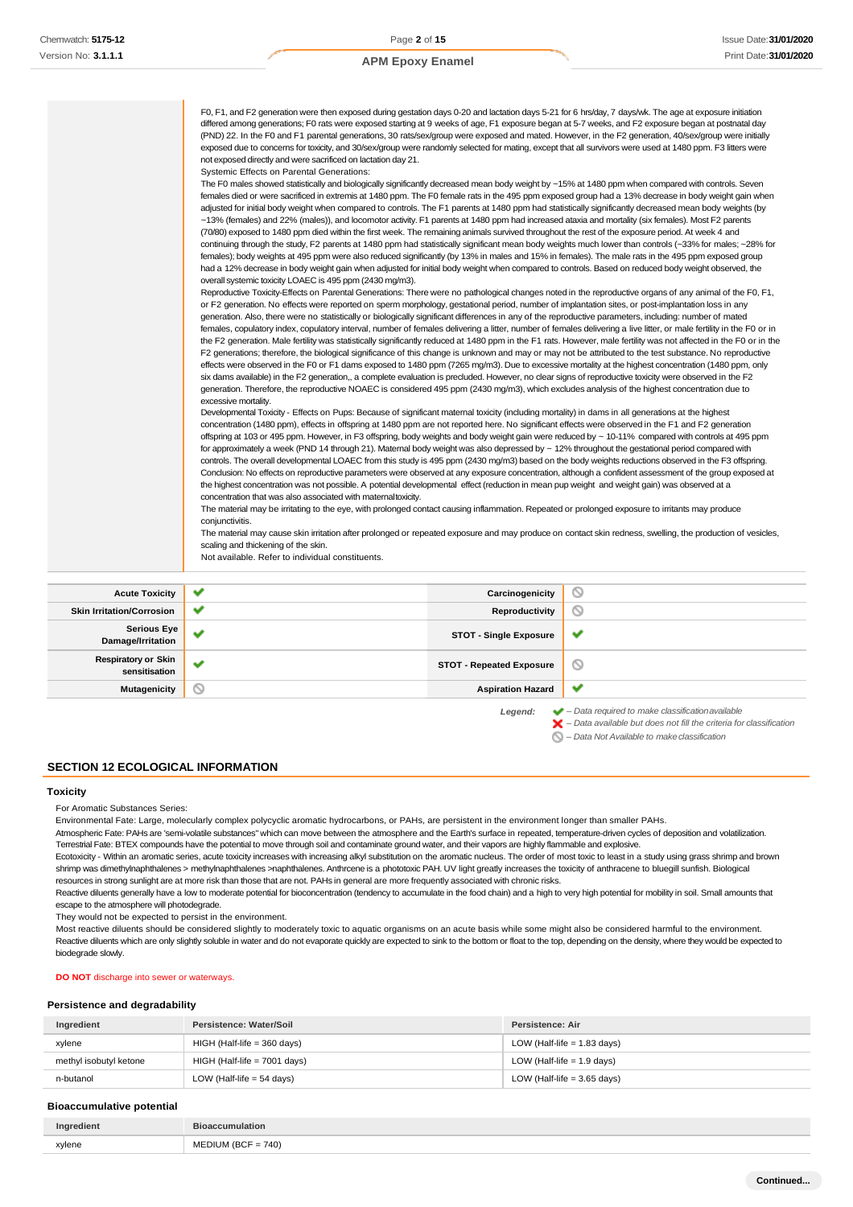F0, F1, and F2 generation were then exposed during gestation days 0-20 and lactation days 5-21 for 6 hrs/day, 7 days/wk. The age at exposure initiation differed among generations; F0 rats were exposed starting at 9 weeks of age, F1 exposure began at 5-7 weeks, and F2 exposure began at postnatal day (PND) 22. In the F0 and F1 parental generations, 30 rats/sex/group were exposed and mated. However, in the F2 generation, 40/sex/group were initially exposed due to concerns for toxicity, and 30/sex/group were randomly selected for mating, except that all survivors were used at 1480 ppm. F3 litters were not exposed directly and were sacrificed on lactation day 21.

Systemic Effects on Parental Generations:

The F0 males showed statistically and biologically significantly decreased mean body weight by ~15% at 1480 ppm when compared with controls. Seven females died or were sacrificed in extremis at 1480 ppm. The F0 female rats in the 495 ppm exposed group had a 13% decrease in body weight gain when adjusted for initial body weight when compared to controls. The F1 parents at 1480 ppm had statistically significantly decreased mean body weights (by ~13% (females) and 22% (males)), and locomotor activity. F1 parents at 1480 ppm had increased ataxia and mortality (six females). Most F2 parents (70/80) exposed to 1480 ppm died within the first week. The remaining animals survived throughout the rest of the exposure period. At week 4 and continuing through the study, F2 parents at 1480 ppm had statistically significant mean body weights much lower than controls (~33% for males; ~28% for females); body weights at 495 ppm were also reduced significantly (by 13% in males and 15% in females). The male rats in the 495 ppm exposed group had a 12% decrease in body weight gain when adjusted for initial body weight when compared to controls. Based on reduced body weight observed, the overall systemic toxicity LOAEC is 495 ppm (2430 mg/m3).

Reproductive Toxicity-Effects on Parental Generations: There were no pathological changes noted in the reproductive organs of any animal of the F0, F1, or F2 generation. No effects were reported on sperm morphology, gestational period, number of implantation sites, or post-implantation loss in any generation. Also, there were no statistically or biologically significant differences in any of the reproductive parameters, including: number of mated females, copulatory index, copulatory interval, number of females delivering a litter, number of females delivering a live litter, or male fertility in the F0 or in the F2 generation. Male fertility was statistically significantly reduced at 1480 ppm in the F1 rats. However, male fertility was not affected in the F0 or in the F2 generations; therefore, the biological significance of this change is unknown and may or may not be attributed to the test substance. No reproductive effects were observed in the F0 or F2 dams exposed to 1480 ppm (7265 mg/m3). Due to excessive mortality at the highest concentration (1480 ppm, only six dams available) in the F2 generation,, a complete evaluation is precluded. However, no clear signs of reproductive toxicity were observed in the F2 generation. Therefore, the reproductive NOAEC is considered 495 ppm (2430 mg/m3), which excludes analysis of the highest concentration due to excessive mortality.

Developmental Toxicity - Effects on Pups: Because of significant maternal toxicity (including mortality) in dams in all generations at the highest concentration (1480 ppm), effects in offspring at 1480 ppm are not reported here. No significant effects were observed in the F1 and F2 generation offspring at 103 or 495 ppm. However, in F3 offspring, body weights and body weight gain were reduced by ~ 10-11% compared with controls at 495 ppm for approximately a week (PND 14 through 21). Maternal body weight was also depressed by ~ 12% throughout the gestational period compared with controls. The overall developmental LOAEC from this study is 495 ppm (2430 mg/m3) based on the body weights reductions observed in the F3 offspring.

Conclusion: No effects on reproductive parameters were observed at any exposure concentration, although a confident assessment of the group exposed at the highest concentration was not possible. A potential developmental effect (reduction in mean pup weight and weight gain) was observed at a concentration that was also associated with maternaltoxicity.

The material may be irritating to the eye, with prolonged contact causing inflammation. Repeated or prolonged exposure to irritants may produce conjunctivitis.

The material may cause skin irritation after prolonged or repeated exposure and may produce on contact skin redness, swelling, the production of vesicles, scaling and thickening of the skin.

Not available. Refer to individual constituents.

| | | | |
|---|---|---|---|
| **Acute Toxicity** | ✔ | **Carcinogenicity** | ⃠ |
| **Skin Irritation/Corrosion** | ✔ | **Reproductivity** | ⃠ |
| **Serious Eye Damage/Irritation** | ✔ | **STOT - Single Exposure** | ✔ |
| **Respiratory or Skin sensitisation** | ✔ | **STOT - Repeated Exposure** | ⃠ |
| **Mutagenicity** | ⃠ | **Aspiration Hazard** | ✔ |

*Legend:*
✔ *– Data required to make classification available*
✘ *– Data available but does not fill the criteria for classification*
⃠ *– Data Not Available to make classification*

## SECTION 12 ECOLOGICAL INFORMATION

### Toxicity

For Aromatic Substances Series:

Environmental Fate: Large, molecularly complex polycyclic aromatic hydrocarbons, or PAHs, are persistent in the environment longer than smaller PAHs.

Atmospheric Fate: PAHs are 'semi-volatile substances" which can move between the atmosphere and the Earth's surface in repeated, temperature-driven cycles of deposition and volatilization.

Terrestrial Fate: BTEX compounds have the potential to move through soil and contaminate ground water, and their vapors are highly flammable and explosive.

Ecotoxicity - Within an aromatic series, acute toxicity increases with increasing alkyl substitution on the aromatic nucleus. The order of most toxic to least in a study using grass shrimp and brown shrimp was dimethylnaphthalenes > methylnaphthalenes >naphthalenes. Anthrcene is a phototoxic PAH. UV light greatly increases the toxicity of anthracene to bluegill sunfish. Biological resources in strong sunlight are at more risk than those that are not. PAHs in general are more frequently associated with chronic risks.

Reactive diluents generally have a low to moderate potential for bioconcentration (tendency to accumulate in the food chain) and a high to very high potential for mobility in soil. Small amounts that escape to the atmosphere will photodegrade.

They would not be expected to persist in the environment.

Most reactive diluents should be considered slightly to moderately toxic to aquatic organisms on an acute basis while some might also be considered harmful to the environment.

Reactive diluents which are only slightly soluble in water and do not evaporate quickly are expected to sink to the bottom or float to the top, depending on the density, where they would be expected to biodegrade slowly.

**DO NOT** discharge into sewer or waterways.

### Persistence and degradability

| Ingredient | Persistence: Water/Soil | Persistence: Air |
|---|---|---|
| xylene | HIGH (Half-life = 360 days) | LOW (Half-life = 1.83 days) |
| methyl isobutyl ketone | HIGH (Half-life = 7001 days) | LOW (Half-life = 1.9 days) |
| n-butanol | LOW (Half-life = 54 days) | LOW (Half-life = 3.65 days) |

### Bioaccumulative potential

| Ingredient | Bioaccumulation |
|---|---|
| xylene | MEDIUM (BCF = 740) |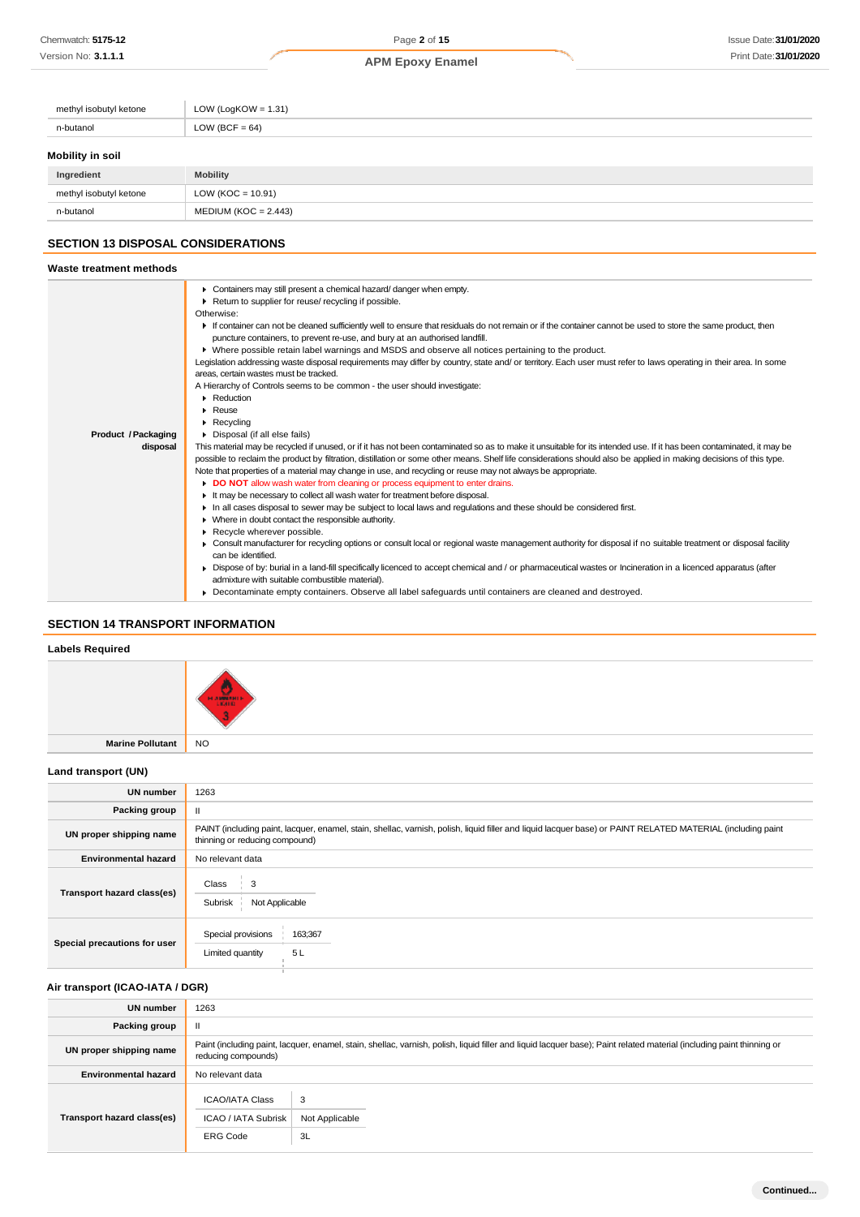| | |
|---|---|
| methyl isobutyl ketone | LOW (LogKOW = 1.31) |
| n-butanol | LOW (BCF = 64) |

### Mobility in soil

| Ingredient | Mobility |
|---|---|
| methyl isobutyl ketone | LOW (KOC = 10.91) |
| n-butanol | MEDIUM (KOC = 2.443) |

## SECTION 13 DISPOSAL CONSIDERATIONS

### Waste treatment methods

| | |
|---|---|
| **Product / Packaging disposal** | ▸ Containers may still present a chemical hazard/ danger when empty.<br>▸ Return to supplier for reuse/ recycling if possible.<br>Otherwise:<br>▸ If container can not be cleaned sufficiently well to ensure that residuals do not remain or if the container cannot be used to store the same product, then puncture containers, to prevent re-use, and bury at an authorised landfill.<br>▸ Where possible retain label warnings and MSDS and observe all notices pertaining to the product.<br>Legislation addressing waste disposal requirements may differ by country, state and/ or territory. Each user must refer to laws operating in their area. In some areas, certain wastes must be tracked.<br>A Hierarchy of Controls seems to be common - the user should investigate:<br>▸ Reduction<br>▸ Reuse<br>▸ Recycling<br>▸ Disposal (if all else fails)<br>This material may be recycled if unused, or if it has not been contaminated so as to make it unsuitable for its intended use. If it has been contaminated, it may be possible to reclaim the product by filtration, distillation or some other means. Shelf life considerations should also be applied in making decisions of this type. Note that properties of a material may change in use, and recycling or reuse may not always be appropriate.<br>▸ **DO NOT** allow wash water from cleaning or process equipment to enter drains.<br>▸ It may be necessary to collect all wash water for treatment before disposal.<br>▸ In all cases disposal to sewer may be subject to local laws and regulations and these should be considered first.<br>▸ Where in doubt contact the responsible authority.<br>▸ Recycle wherever possible.<br>▸ Consult manufacturer for recycling options or consult local or regional waste management authority for disposal if no suitable treatment or disposal facility can be identified.<br>▸ Dispose of by: burial in a land-fill specifically licenced to accept chemical and / or pharmaceutical wastes or Incineration in a licenced apparatus (after admixture with suitable combustible material).<br>▸ Decontaminate empty containers. Observe all label safeguards until containers are cleaned and destroyed. |

## SECTION 14 TRANSPORT INFORMATION

### Labels Required

| | |
|---|---|
| | |
| **Marine Pollutant** | NO |

### Land transport (UN)

| | |
|---|---|
| **UN number** | 1263 |
| **Packing group** | II |
| **UN proper shipping name** | PAINT (including paint, lacquer, enamel, stain, shellac, varnish, polish, liquid filler and liquid lacquer base) or PAINT RELATED MATERIAL (including paint thinning or reducing compound) |
| **Environmental hazard** | No relevant data |
| **Transport hazard class(es)** | Class: 3<br>Subrisk: Not Applicable |
| **Special precautions for user** | Special provisions: 163;367<br>Limited quantity: 5 L |

### Air transport (ICAO-IATA / DGR)

| | |
|---|---|
| **UN number** | 1263 |
| **Packing group** | II |
| **UN proper shipping name** | Paint (including paint, lacquer, enamel, stain, shellac, varnish, polish, liquid filler and liquid lacquer base); Paint related material (including paint thinning or reducing compounds) |
| **Environmental hazard** | No relevant data |
| **Transport hazard class(es)** | ICAO/IATA Class: 3<br>ICAO / IATA Subrisk: Not Applicable<br>ERG Code: 3L |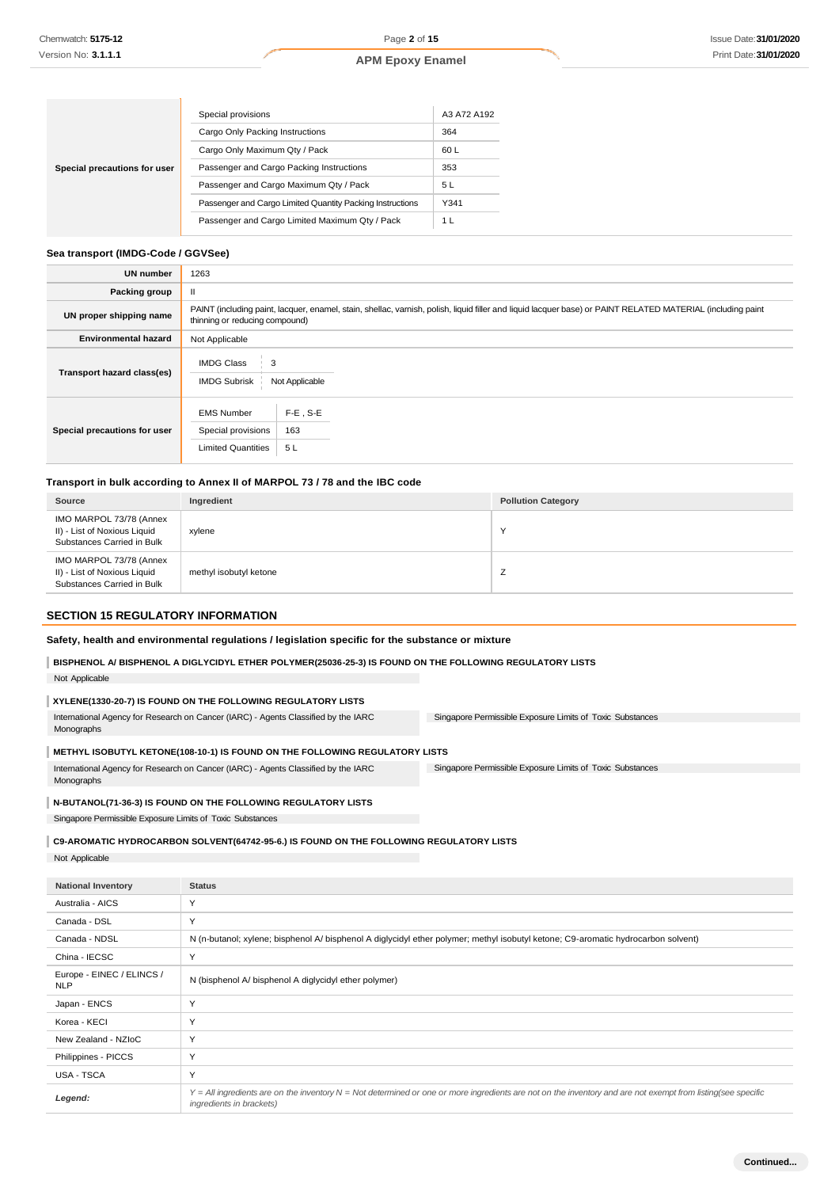| | | |
|---|---|---|
| Special precautions for user | Special provisions | A3 A72 A192 |
| | Cargo Only Packing Instructions | 364 |
| | Cargo Only Maximum Qty / Pack | 60 L |
| | Passenger and Cargo Packing Instructions | 353 |
| | Passenger and Cargo Maximum Qty / Pack | 5 L |
| | Passenger and Cargo Limited Quantity Packing Instructions | Y341 |
| | Passenger and Cargo Limited Maximum Qty / Pack | 1 L |

### Sea transport (IMDG-Code / GGVSee)

| | | |
|---|---|---|
| UN number | 1263 | |
| Packing group | II | |
| UN proper shipping name | PAINT (including paint, lacquer, enamel, stain, shellac, varnish, polish, liquid filler and liquid lacquer base) or PAINT RELATED MATERIAL (including paint thinning or reducing compound) | |
| Environmental hazard | Not Applicable | |
| Transport hazard class(es) | IMDG Class | 3 |
| | IMDG Subrisk | Not Applicable |
| Special precautions for user | EMS Number | F-E , S-E |
| | Special provisions | 163 |
| | Limited Quantities | 5 L |

### Transport in bulk according to Annex II of MARPOL 73 / 78 and the IBC code

| Source | Ingredient | Pollution Category |
|---|---|---|
| IMO MARPOL 73/78 (Annex II) - List of Noxious Liquid Substances Carried in Bulk | xylene | Y |
| IMO MARPOL 73/78 (Annex II) - List of Noxious Liquid Substances Carried in Bulk | methyl isobutyl ketone | Z |

## SECTION 15 REGULATORY INFORMATION

### Safety, health and environmental regulations / legislation specific for the substance or mixture

**BISPHENOL A/ BISPHENOL A DIGLYCIDYL ETHER POLYMER(25036-25-3) IS FOUND ON THE FOLLOWING REGULATORY LISTS**

Not Applicable

**XYLENE(1330-20-7) IS FOUND ON THE FOLLOWING REGULATORY LISTS**

| | |
|---|---|
| International Agency for Research on Cancer (IARC) - Agents Classified by the IARC Monographs | Singapore Permissible Exposure Limits of Toxic Substances |

**METHYL ISOBUTYL KETONE(108-10-1) IS FOUND ON THE FOLLOWING REGULATORY LISTS**

| | |
|---|---|
| International Agency for Research on Cancer (IARC) - Agents Classified by the IARC Monographs | Singapore Permissible Exposure Limits of Toxic Substances |

**N-BUTANOL(71-36-3) IS FOUND ON THE FOLLOWING REGULATORY LISTS**

Singapore Permissible Exposure Limits of Toxic Substances

**C9-AROMATIC HYDROCARBON SOLVENT(64742-95-6.) IS FOUND ON THE FOLLOWING REGULATORY LISTS**

Not Applicable

| National Inventory | Status |
|---|---|
| Australia - AICS | Y |
| Canada - DSL | Y |
| Canada - NDSL | N (n-butanol; xylene; bisphenol A/ bisphenol A diglycidyl ether polymer; methyl isobutyl ketone; C9-aromatic hydrocarbon solvent) |
| China - IECSC | Y |
| Europe - EINEC / ELINCS / NLP | N (bisphenol A/ bisphenol A diglycidyl ether polymer) |
| Japan - ENCS | Y |
| Korea - KECI | Y |
| New Zealand - NZIoC | Y |
| Philippines - PICCS | Y |
| USA - TSCA | Y |
| **Legend:** | *Y = All ingredients are on the inventory N = Not determined or one or more ingredients are not on the inventory and are not exempt from listing(see specific ingredients in brackets)* |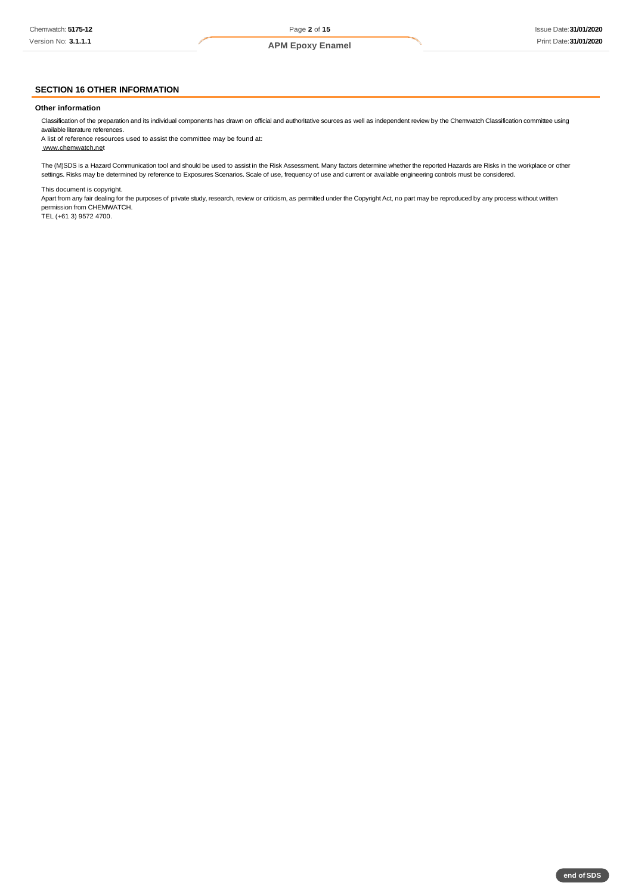## SECTION 16 OTHER INFORMATION

### Other information

Classification of the preparation and its individual components has drawn on official and authoritative sources as well as independent review by the Chemwatch Classification committee using available literature references.
A list of reference resources used to assist the committee may be found at:
www.chemwatch.net

The (M)SDS is a Hazard Communication tool and should be used to assist in the Risk Assessment. Many factors determine whether the reported Hazards are Risks in the workplace or other settings. Risks may be determined by reference to Exposures Scenarios. Scale of use, frequency of use and current or available engineering controls must be considered.

This document is copyright.
Apart from any fair dealing for the purposes of private study, research, review or criticism, as permitted under the Copyright Act, no part may be reproduced by any process without written permission from CHEMWATCH.
TEL (+61 3) 9572 4700.

end of SDS